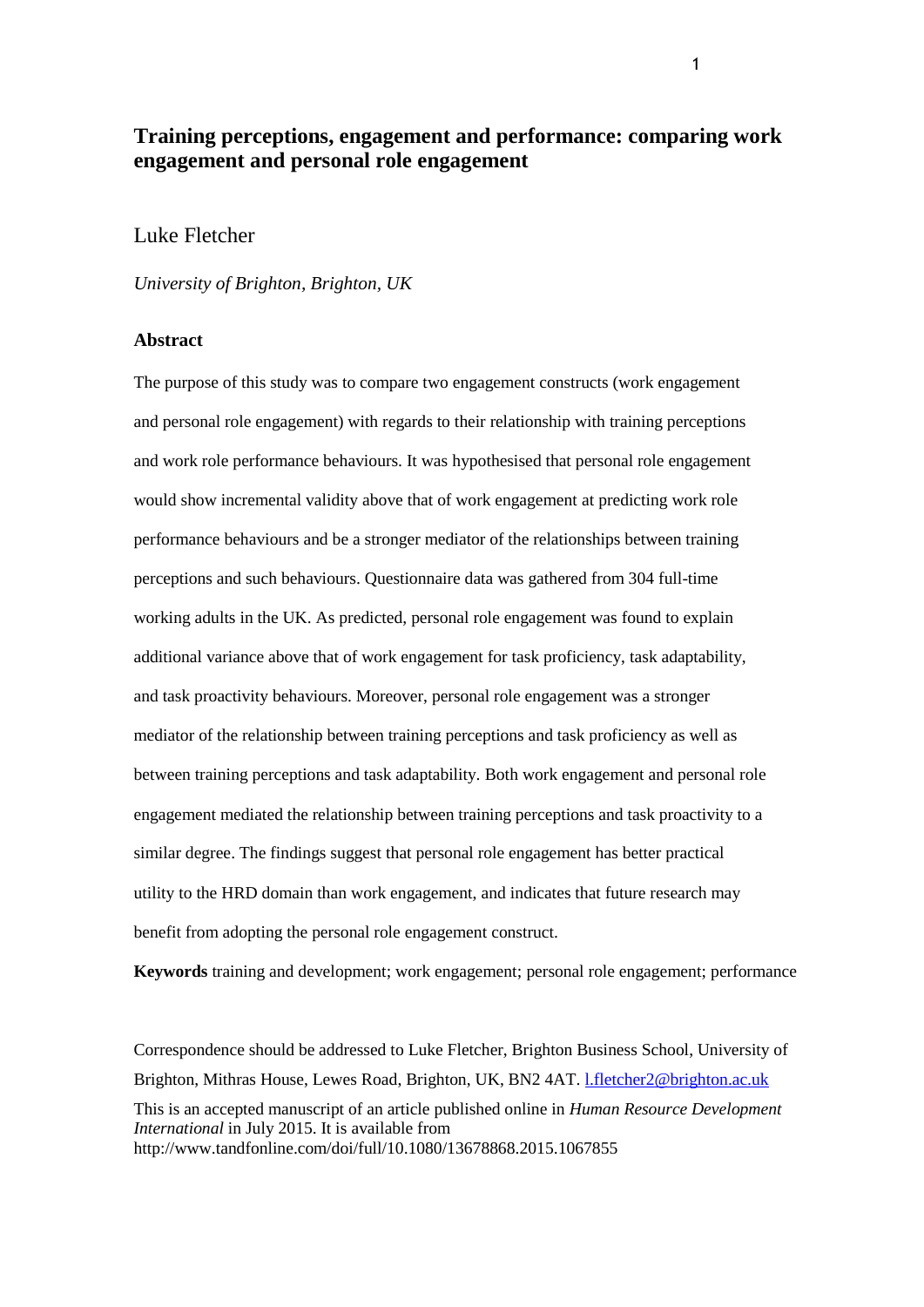# Training perceptions, engagement and performance: comparing work engagement and personal role engagement

Luke Fletcher

*University of Brighton, Brighton, UK*

## Abstract

The purpose of this study was to compare two engagement constructs (work engagement and personal role engagement) with regards to their relationship with training perceptions and work role performance behaviours. It was hypothesised that personal role engagement would show incremental validity above that of work engagement at predicting work role performance behaviours and be a stronger mediator of the relationships between training perceptions and such behaviours. Questionnaire data was gathered from 304 full-time working adults in the UK. As predicted, personal role engagement was found to explain additional variance above that of work engagement for task proficiency, task adaptability, and task proactivity behaviours. Moreover, personal role engagement was a stronger mediator of the relationship between training perceptions and task proficiency as well as between training perceptions and task adaptability. Both work engagement and personal role engagement mediated the relationship between training perceptions and task proactivity to a similar degree. The findings suggest that personal role engagement has better practical utility to the HRD domain than work engagement, and indicates that future research may benefit from adopting the personal role engagement construct.

**Keywords** training and development; work engagement; personal role engagement; performance

Correspondence should be addressed to Luke Fletcher, Brighton Business School, University of Brighton, Mithras House, Lewes Road, Brighton, UK, BN2 4AT. l.fletcher2@brighton.ac.uk

This is an accepted manuscript of an article published online in *Human Resource Development International* in July 2015. It is available from http://www.tandfonline.com/doi/full/10.1080/13678868.2015.1067855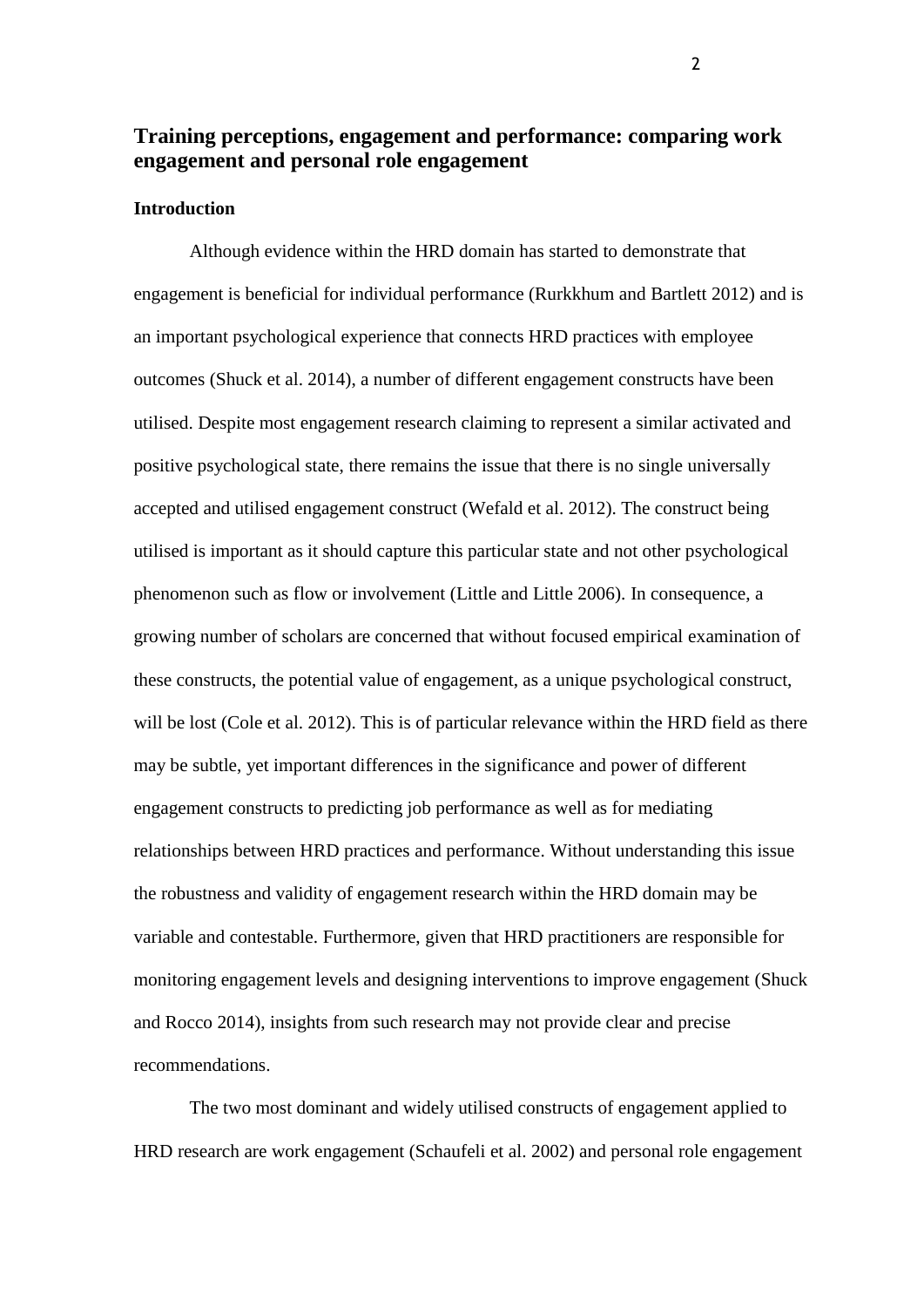## Training perceptions, engagement and performance: comparing work engagement and personal role engagement

### Introduction

Although evidence within the HRD domain has started to demonstrate that engagement is beneficial for individual performance (Rurkkhum and Bartlett 2012) and is an important psychological experience that connects HRD practices with employee outcomes (Shuck et al. 2014), a number of different engagement constructs have been utilised. Despite most engagement research claiming to represent a similar activated and positive psychological state, there remains the issue that there is no single universally accepted and utilised engagement construct (Wefald et al. 2012). The construct being utilised is important as it should capture this particular state and not other psychological phenomenon such as flow or involvement (Little and Little 2006). In consequence, a growing number of scholars are concerned that without focused empirical examination of these constructs, the potential value of engagement, as a unique psychological construct, will be lost (Cole et al. 2012). This is of particular relevance within the HRD field as there may be subtle, yet important differences in the significance and power of different engagement constructs to predicting job performance as well as for mediating relationships between HRD practices and performance. Without understanding this issue the robustness and validity of engagement research within the HRD domain may be variable and contestable. Furthermore, given that HRD practitioners are responsible for monitoring engagement levels and designing interventions to improve engagement (Shuck and Rocco 2014), insights from such research may not provide clear and precise recommendations.

The two most dominant and widely utilised constructs of engagement applied to HRD research are work engagement (Schaufeli et al. 2002) and personal role engagement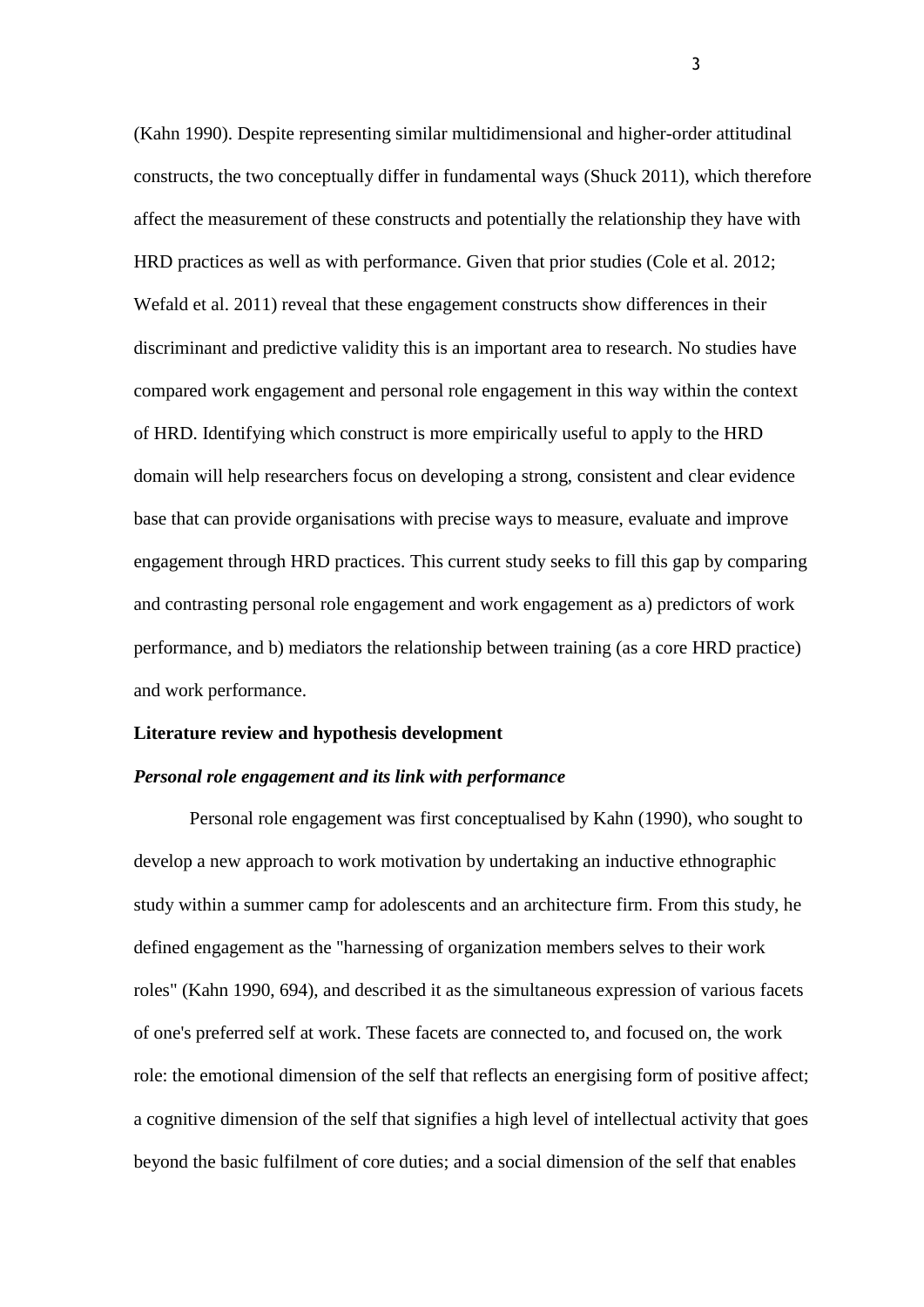(Kahn 1990). Despite representing similar multidimensional and higher-order attitudinal constructs, the two conceptually differ in fundamental ways (Shuck 2011), which therefore affect the measurement of these constructs and potentially the relationship they have with HRD practices as well as with performance. Given that prior studies (Cole et al. 2012; Wefald et al. 2011) reveal that these engagement constructs show differences in their discriminant and predictive validity this is an important area to research. No studies have compared work engagement and personal role engagement in this way within the context of HRD. Identifying which construct is more empirically useful to apply to the HRD domain will help researchers focus on developing a strong, consistent and clear evidence base that can provide organisations with precise ways to measure, evaluate and improve engagement through HRD practices. This current study seeks to fill this gap by comparing and contrasting personal role engagement and work engagement as a) predictors of work performance, and b) mediators the relationship between training (as a core HRD practice) and work performance.

## Literature review and hypothesis development

### *Personal role engagement and its link with performance*

Personal role engagement was first conceptualised by Kahn (1990), who sought to develop a new approach to work motivation by undertaking an inductive ethnographic study within a summer camp for adolescents and an architecture firm. From this study, he defined engagement as the "harnessing of organization members selves to their work roles" (Kahn 1990, 694), and described it as the simultaneous expression of various facets of one's preferred self at work. These facets are connected to, and focused on, the work role: the emotional dimension of the self that reflects an energising form of positive affect; a cognitive dimension of the self that signifies a high level of intellectual activity that goes beyond the basic fulfilment of core duties; and a social dimension of the self that enables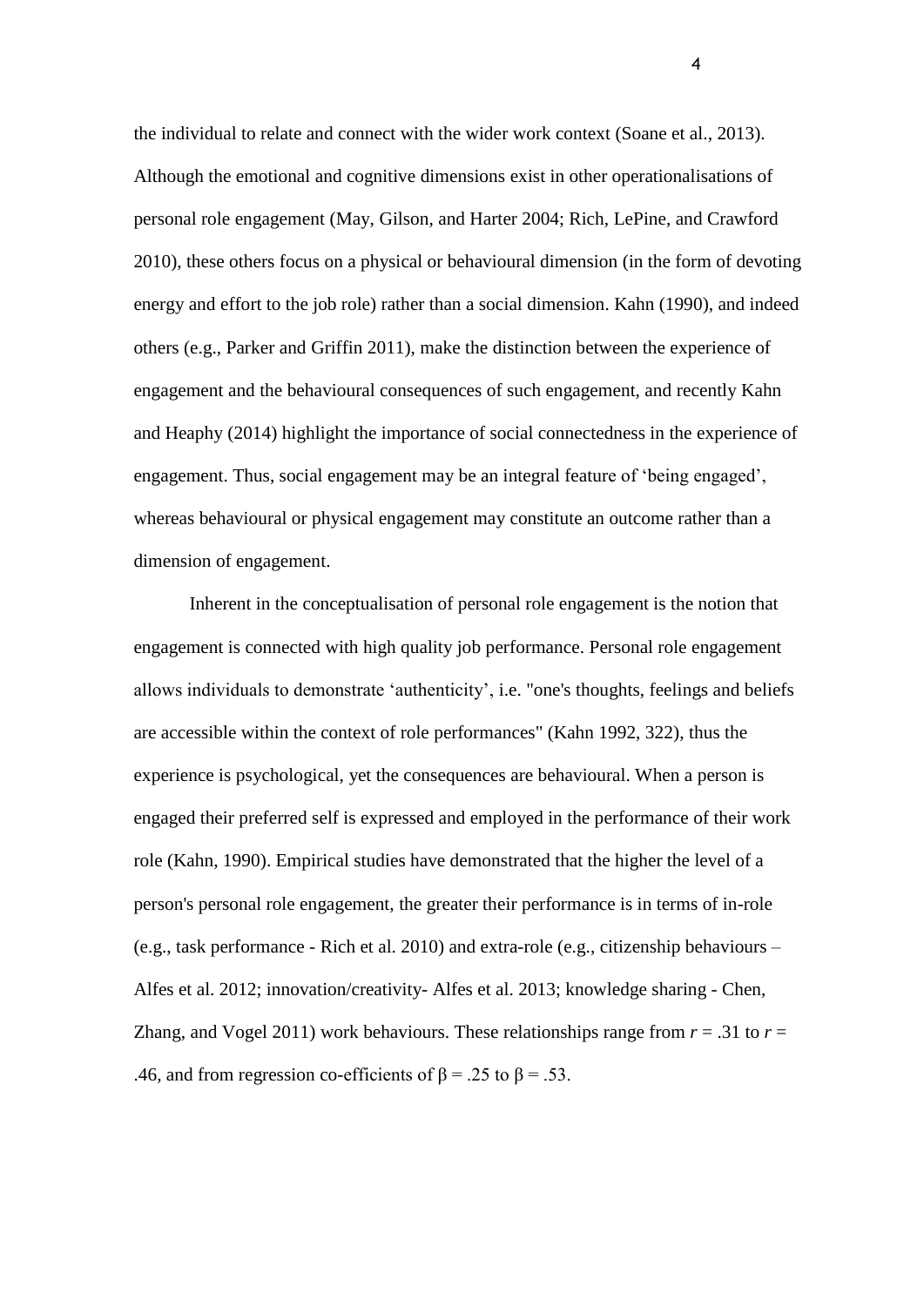the individual to relate and connect with the wider work context (Soane et al., 2013). Although the emotional and cognitive dimensions exist in other operationalisations of personal role engagement (May, Gilson, and Harter 2004; Rich, LePine, and Crawford 2010), these others focus on a physical or behavioural dimension (in the form of devoting energy and effort to the job role) rather than a social dimension. Kahn (1990), and indeed others (e.g., Parker and Griffin 2011), make the distinction between the experience of engagement and the behavioural consequences of such engagement, and recently Kahn and Heaphy (2014) highlight the importance of social connectedness in the experience of engagement. Thus, social engagement may be an integral feature of 'being engaged', whereas behavioural or physical engagement may constitute an outcome rather than a dimension of engagement.

Inherent in the conceptualisation of personal role engagement is the notion that engagement is connected with high quality job performance. Personal role engagement allows individuals to demonstrate 'authenticity', i.e. "one's thoughts, feelings and beliefs are accessible within the context of role performances" (Kahn 1992, 322), thus the experience is psychological, yet the consequences are behavioural. When a person is engaged their preferred self is expressed and employed in the performance of their work role (Kahn, 1990). Empirical studies have demonstrated that the higher the level of a person's personal role engagement, the greater their performance is in terms of in-role (e.g., task performance - Rich et al. 2010) and extra-role (e.g., citizenship behaviours – Alfes et al. 2012; innovation/creativity- Alfes et al. 2013; knowledge sharing - Chen, Zhang, and Vogel 2011) work behaviours. These relationships range from $r$ = .31 to $r$ = .46, and from regression co-efficients of $\beta$ = .25 to $\beta$ = .53.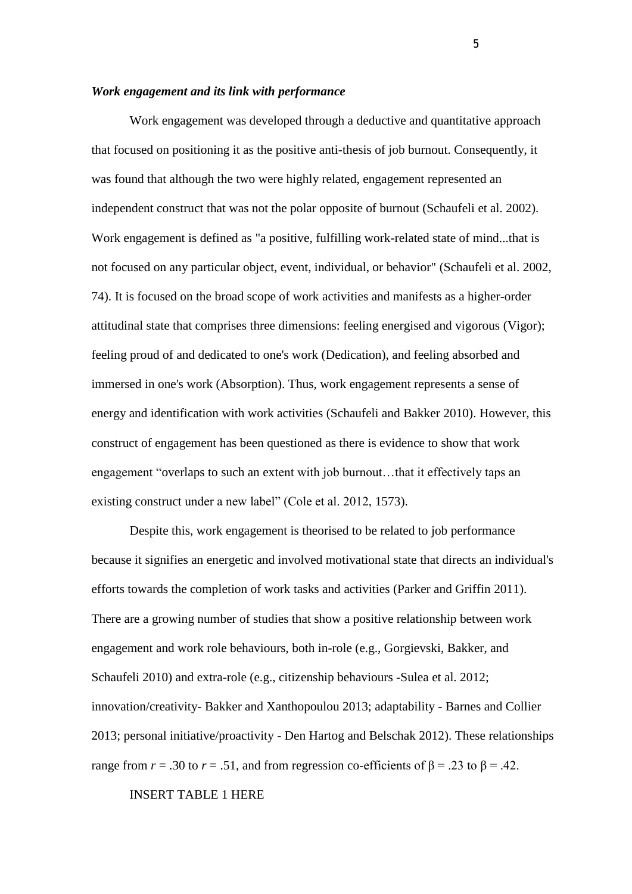### *Work engagement and its link with performance*

Work engagement was developed through a deductive and quantitative approach that focused on positioning it as the positive anti-thesis of job burnout. Consequently, it was found that although the two were highly related, engagement represented an independent construct that was not the polar opposite of burnout (Schaufeli et al. 2002). Work engagement is defined as "a positive, fulfilling work-related state of mind...that is not focused on any particular object, event, individual, or behavior" (Schaufeli et al. 2002, 74). It is focused on the broad scope of work activities and manifests as a higher-order attitudinal state that comprises three dimensions: feeling energised and vigorous (Vigor); feeling proud of and dedicated to one's work (Dedication), and feeling absorbed and immersed in one's work (Absorption). Thus, work engagement represents a sense of energy and identification with work activities (Schaufeli and Bakker 2010). However, this construct of engagement has been questioned as there is evidence to show that work engagement "overlaps to such an extent with job burnout…that it effectively taps an existing construct under a new label" (Cole et al. 2012, 1573).

Despite this, work engagement is theorised to be related to job performance because it signifies an energetic and involved motivational state that directs an individual's efforts towards the completion of work tasks and activities (Parker and Griffin 2011). There are a growing number of studies that show a positive relationship between work engagement and work role behaviours, both in-role (e.g., Gorgievski, Bakker, and Schaufeli 2010) and extra-role (e.g., citizenship behaviours -Sulea et al. 2012; innovation/creativity- Bakker and Xanthopoulou 2013; adaptability - Barnes and Collier 2013; personal initiative/proactivity - Den Hartog and Belschak 2012). These relationships range from $r = .30$ to $r = .51$, and from regression co-efficients of $\beta = .23$ to $\beta = .42$.

INSERT TABLE 1 HERE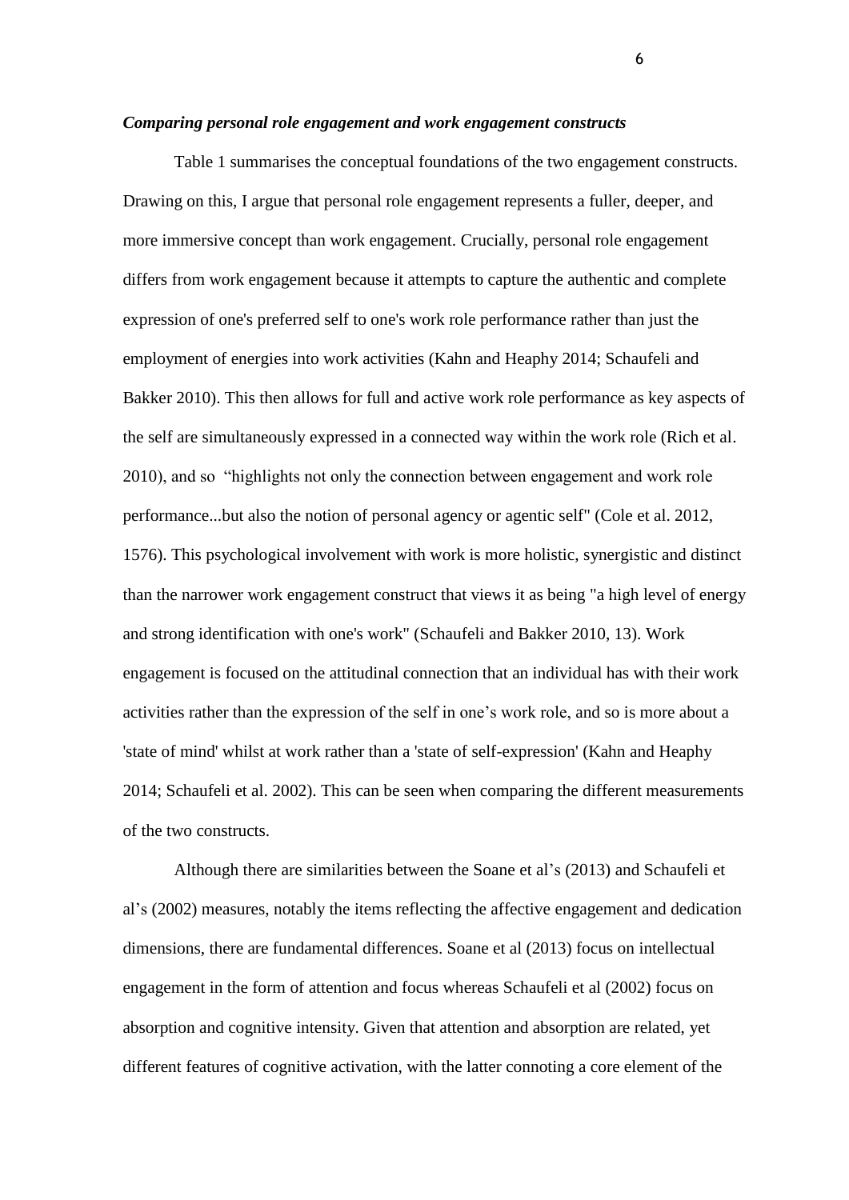### *Comparing personal role engagement and work engagement constructs*

Table 1 summarises the conceptual foundations of the two engagement constructs. Drawing on this, I argue that personal role engagement represents a fuller, deeper, and more immersive concept than work engagement. Crucially, personal role engagement differs from work engagement because it attempts to capture the authentic and complete expression of one's preferred self to one's work role performance rather than just the employment of energies into work activities (Kahn and Heaphy 2014; Schaufeli and Bakker 2010). This then allows for full and active work role performance as key aspects of the self are simultaneously expressed in a connected way within the work role (Rich et al. 2010), and so "highlights not only the connection between engagement and work role performance...but also the notion of personal agency or agentic self" (Cole et al. 2012, 1576). This psychological involvement with work is more holistic, synergistic and distinct than the narrower work engagement construct that views it as being "a high level of energy and strong identification with one's work" (Schaufeli and Bakker 2010, 13). Work engagement is focused on the attitudinal connection that an individual has with their work activities rather than the expression of the self in one's work role, and so is more about a 'state of mind' whilst at work rather than a 'state of self-expression' (Kahn and Heaphy 2014; Schaufeli et al. 2002). This can be seen when comparing the different measurements of the two constructs.

Although there are similarities between the Soane et al's (2013) and Schaufeli et al's (2002) measures, notably the items reflecting the affective engagement and dedication dimensions, there are fundamental differences. Soane et al (2013) focus on intellectual engagement in the form of attention and focus whereas Schaufeli et al (2002) focus on absorption and cognitive intensity. Given that attention and absorption are related, yet different features of cognitive activation, with the latter connoting a core element of the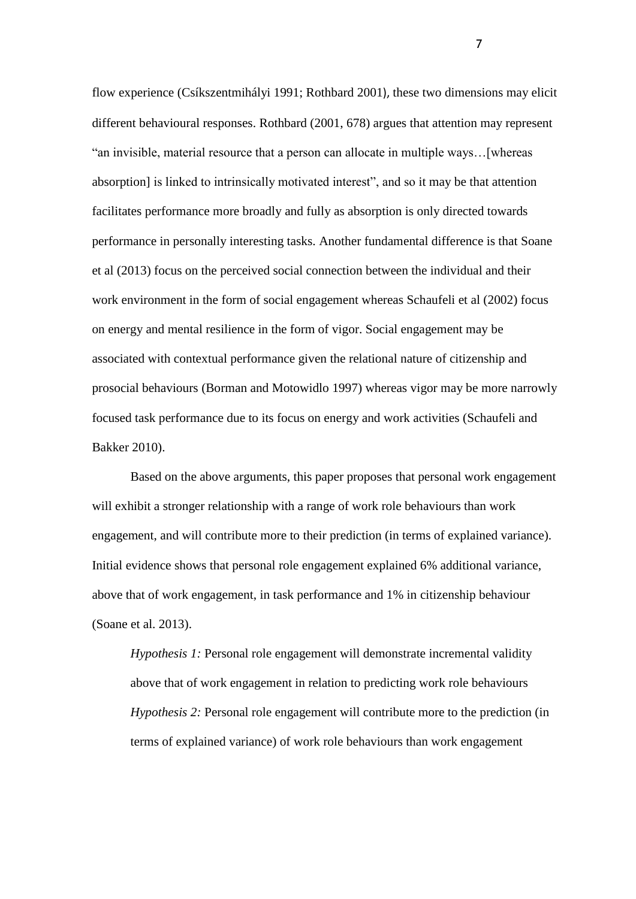flow experience (Csíkszentmihályi 1991; Rothbard 2001), these two dimensions may elicit different behavioural responses. Rothbard (2001, 678) argues that attention may represent "an invisible, material resource that a person can allocate in multiple ways…[whereas absorption] is linked to intrinsically motivated interest", and so it may be that attention facilitates performance more broadly and fully as absorption is only directed towards performance in personally interesting tasks. Another fundamental difference is that Soane et al (2013) focus on the perceived social connection between the individual and their work environment in the form of social engagement whereas Schaufeli et al (2002) focus on energy and mental resilience in the form of vigor. Social engagement may be associated with contextual performance given the relational nature of citizenship and prosocial behaviours (Borman and Motowidlo 1997) whereas vigor may be more narrowly focused task performance due to its focus on energy and work activities (Schaufeli and Bakker 2010).

Based on the above arguments, this paper proposes that personal work engagement will exhibit a stronger relationship with a range of work role behaviours than work engagement, and will contribute more to their prediction (in terms of explained variance). Initial evidence shows that personal role engagement explained 6% additional variance, above that of work engagement, in task performance and 1% in citizenship behaviour (Soane et al. 2013).

*Hypothesis 1:* Personal role engagement will demonstrate incremental validity above that of work engagement in relation to predicting work role behaviours

*Hypothesis 2:* Personal role engagement will contribute more to the prediction (in terms of explained variance) of work role behaviours than work engagement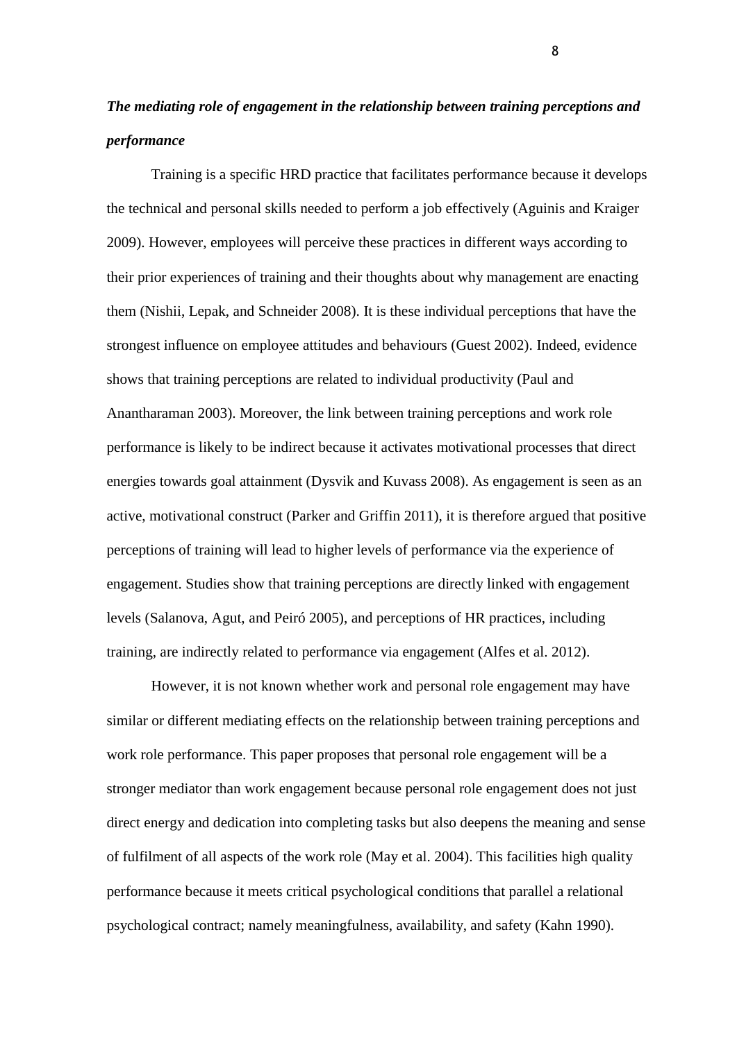*The mediating role of engagement in the relationship between training perceptions and performance*

Training is a specific HRD practice that facilitates performance because it develops the technical and personal skills needed to perform a job effectively (Aguinis and Kraiger 2009). However, employees will perceive these practices in different ways according to their prior experiences of training and their thoughts about why management are enacting them (Nishii, Lepak, and Schneider 2008). It is these individual perceptions that have the strongest influence on employee attitudes and behaviours (Guest 2002). Indeed, evidence shows that training perceptions are related to individual productivity (Paul and Anantharaman 2003). Moreover, the link between training perceptions and work role performance is likely to be indirect because it activates motivational processes that direct energies towards goal attainment (Dysvik and Kuvass 2008). As engagement is seen as an active, motivational construct (Parker and Griffin 2011), it is therefore argued that positive perceptions of training will lead to higher levels of performance via the experience of engagement. Studies show that training perceptions are directly linked with engagement levels (Salanova, Agut, and Peiró 2005), and perceptions of HR practices, including training, are indirectly related to performance via engagement (Alfes et al. 2012).

However, it is not known whether work and personal role engagement may have similar or different mediating effects on the relationship between training perceptions and work role performance. This paper proposes that personal role engagement will be a stronger mediator than work engagement because personal role engagement does not just direct energy and dedication into completing tasks but also deepens the meaning and sense of fulfilment of all aspects of the work role (May et al. 2004). This facilities high quality performance because it meets critical psychological conditions that parallel a relational psychological contract; namely meaningfulness, availability, and safety (Kahn 1990).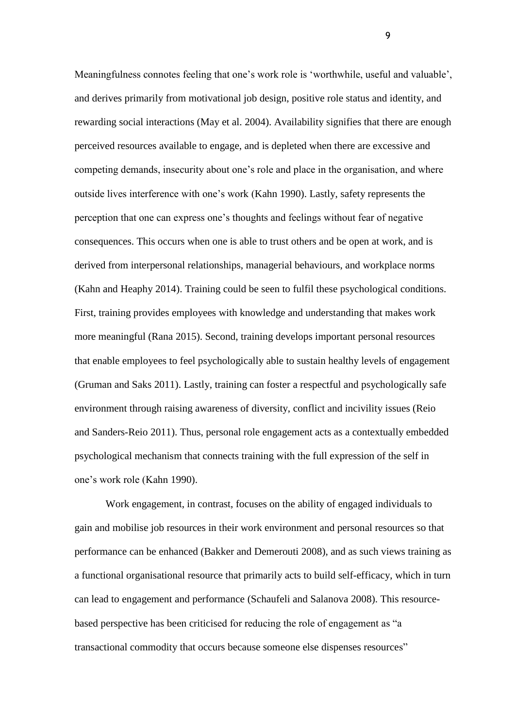Meaningfulness connotes feeling that one's work role is 'worthwhile, useful and valuable', and derives primarily from motivational job design, positive role status and identity, and rewarding social interactions (May et al. 2004). Availability signifies that there are enough perceived resources available to engage, and is depleted when there are excessive and competing demands, insecurity about one's role and place in the organisation, and where outside lives interference with one's work (Kahn 1990). Lastly, safety represents the perception that one can express one's thoughts and feelings without fear of negative consequences. This occurs when one is able to trust others and be open at work, and is derived from interpersonal relationships, managerial behaviours, and workplace norms (Kahn and Heaphy 2014). Training could be seen to fulfil these psychological conditions. First, training provides employees with knowledge and understanding that makes work more meaningful (Rana 2015). Second, training develops important personal resources that enable employees to feel psychologically able to sustain healthy levels of engagement (Gruman and Saks 2011). Lastly, training can foster a respectful and psychologically safe environment through raising awareness of diversity, conflict and incivility issues (Reio and Sanders-Reio 2011). Thus, personal role engagement acts as a contextually embedded psychological mechanism that connects training with the full expression of the self in one's work role (Kahn 1990).

Work engagement, in contrast, focuses on the ability of engaged individuals to gain and mobilise job resources in their work environment and personal resources so that performance can be enhanced (Bakker and Demerouti 2008), and as such views training as a functional organisational resource that primarily acts to build self-efficacy, which in turn can lead to engagement and performance (Schaufeli and Salanova 2008). This resource-based perspective has been criticised for reducing the role of engagement as "a transactional commodity that occurs because someone else dispenses resources"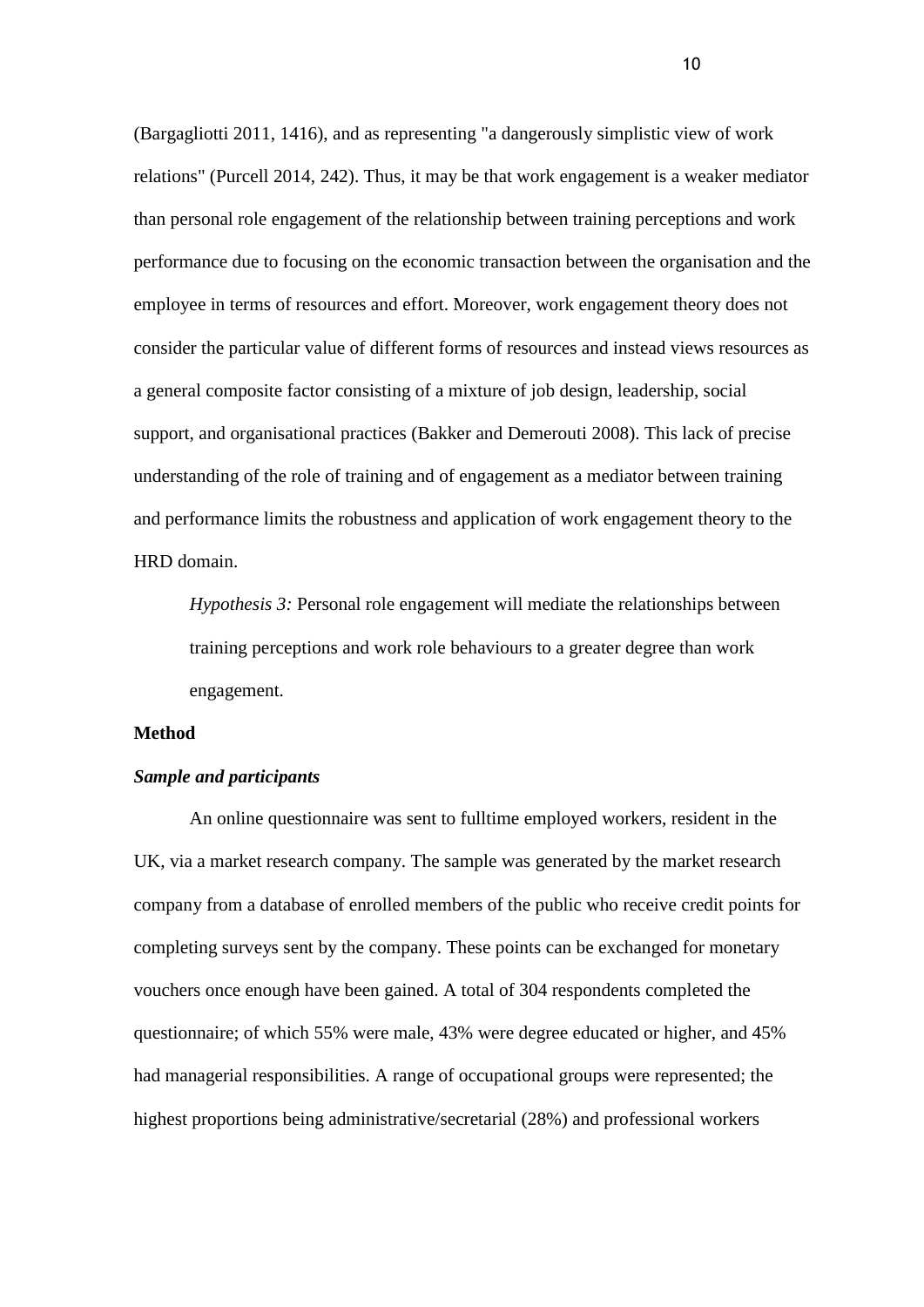(Bargagliotti 2011, 1416), and as representing "a dangerously simplistic view of work relations" (Purcell 2014, 242). Thus, it may be that work engagement is a weaker mediator than personal role engagement of the relationship between training perceptions and work performance due to focusing on the economic transaction between the organisation and the employee in terms of resources and effort. Moreover, work engagement theory does not consider the particular value of different forms of resources and instead views resources as a general composite factor consisting of a mixture of job design, leadership, social support, and organisational practices (Bakker and Demerouti 2008). This lack of precise understanding of the role of training and of engagement as a mediator between training and performance limits the robustness and application of work engagement theory to the HRD domain.

> *Hypothesis 3:* Personal role engagement will mediate the relationships between training perceptions and work role behaviours to a greater degree than work engagement.

**Method**

***Sample and participants***

An online questionnaire was sent to fulltime employed workers, resident in the UK, via a market research company. The sample was generated by the market research company from a database of enrolled members of the public who receive credit points for completing surveys sent by the company. These points can be exchanged for monetary vouchers once enough have been gained. A total of 304 respondents completed the questionnaire; of which 55% were male, 43% were degree educated or higher, and 45% had managerial responsibilities. A range of occupational groups were represented; the highest proportions being administrative/secretarial (28%) and professional workers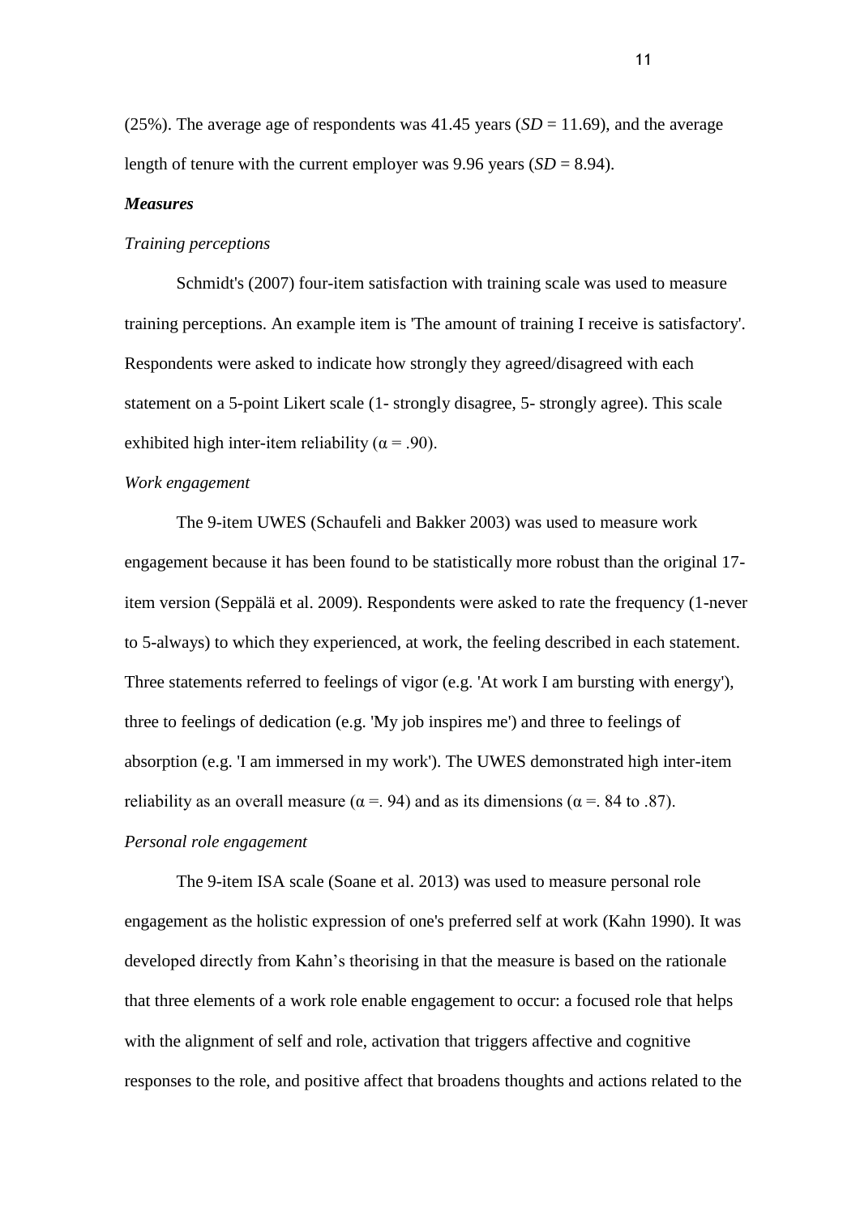(25%). The average age of respondents was 41.45 years (*SD* = 11.69), and the average length of tenure with the current employer was 9.96 years (*SD* = 8.94).

### *Measures*

*Training perceptions*

Schmidt's (2007) four-item satisfaction with training scale was used to measure training perceptions. An example item is 'The amount of training I receive is satisfactory'. Respondents were asked to indicate how strongly they agreed/disagreed with each statement on a 5-point Likert scale (1- strongly disagree, 5- strongly agree). This scale exhibited high inter-item reliability ($\alpha$ = .90).

*Work engagement*

The 9-item UWES (Schaufeli and Bakker 2003) was used to measure work engagement because it has been found to be statistically more robust than the original 17-item version (Seppälä et al. 2009). Respondents were asked to rate the frequency (1-never to 5-always) to which they experienced, at work, the feeling described in each statement. Three statements referred to feelings of vigor (e.g. 'At work I am bursting with energy'), three to feelings of dedication (e.g. 'My job inspires me') and three to feelings of absorption (e.g. 'I am immersed in my work'). The UWES demonstrated high inter-item reliability as an overall measure ($\alpha$ =. 94) and as its dimensions ($\alpha$ =. 84 to .87).

*Personal role engagement*

The 9-item ISA scale (Soane et al. 2013) was used to measure personal role engagement as the holistic expression of one's preferred self at work (Kahn 1990). It was developed directly from Kahn's theorising in that the measure is based on the rationale that three elements of a work role enable engagement to occur: a focused role that helps with the alignment of self and role, activation that triggers affective and cognitive responses to the role, and positive affect that broadens thoughts and actions related to the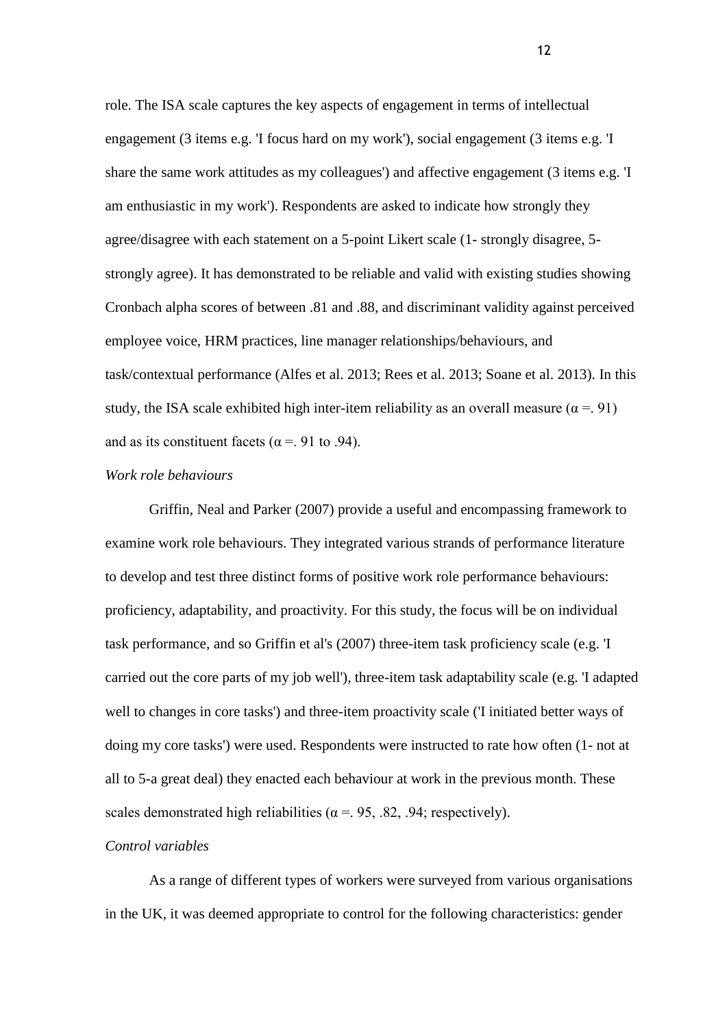role. The ISA scale captures the key aspects of engagement in terms of intellectual engagement (3 items e.g. 'I focus hard on my work'), social engagement (3 items e.g. 'I share the same work attitudes as my colleagues') and affective engagement (3 items e.g. 'I am enthusiastic in my work'). Respondents are asked to indicate how strongly they agree/disagree with each statement on a 5-point Likert scale (1- strongly disagree, 5- strongly agree). It has demonstrated to be reliable and valid with existing studies showing Cronbach alpha scores of between .81 and .88, and discriminant validity against perceived employee voice, HRM practices, line manager relationships/behaviours, and task/contextual performance (Alfes et al. 2013; Rees et al. 2013; Soane et al. 2013). In this study, the ISA scale exhibited high inter-item reliability as an overall measure ($\alpha$ =. 91) and as its constituent facets ($\alpha$ =. 91 to .94).

*Work role behaviours*

Griffin, Neal and Parker (2007) provide a useful and encompassing framework to examine work role behaviours. They integrated various strands of performance literature to develop and test three distinct forms of positive work role performance behaviours: proficiency, adaptability, and proactivity. For this study, the focus will be on individual task performance, and so Griffin et al's (2007) three-item task proficiency scale (e.g. 'I carried out the core parts of my job well'), three-item task adaptability scale (e.g. 'I adapted well to changes in core tasks') and three-item proactivity scale ('I initiated better ways of doing my core tasks') were used. Respondents were instructed to rate how often (1- not at all to 5-a great deal) they enacted each behaviour at work in the previous month. These scales demonstrated high reliabilities ($\alpha$ =. 95, .82, .94; respectively).

*Control variables*

As a range of different types of workers were surveyed from various organisations in the UK, it was deemed appropriate to control for the following characteristics: gender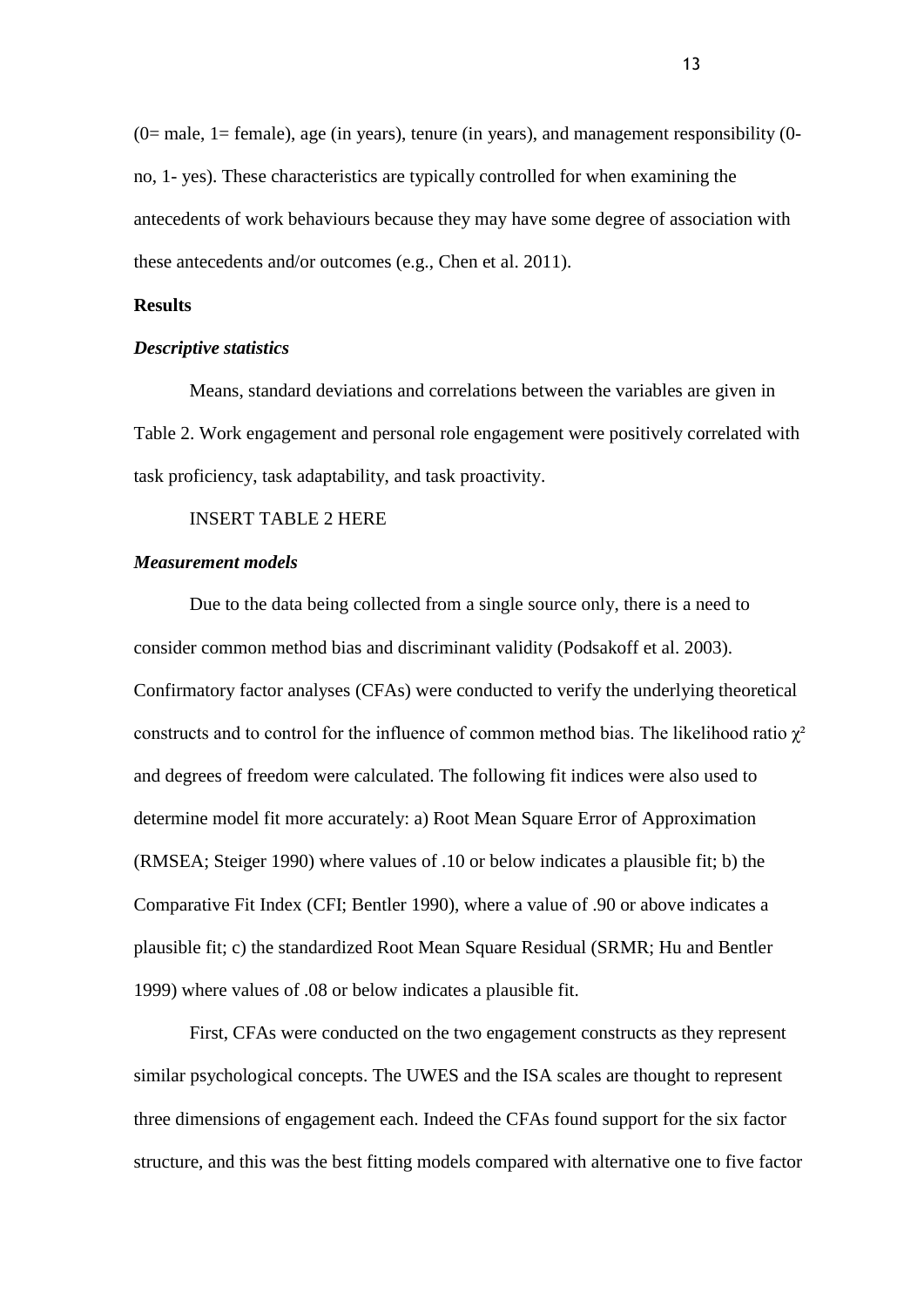(0= male, 1= female), age (in years), tenure (in years), and management responsibility (0- no, 1- yes). These characteristics are typically controlled for when examining the antecedents of work behaviours because they may have some degree of association with these antecedents and/or outcomes (e.g., Chen et al. 2011).

## Results

### *Descriptive statistics*

Means, standard deviations and correlations between the variables are given in Table 2. Work engagement and personal role engagement were positively correlated with task proficiency, task adaptability, and task proactivity.

INSERT TABLE 2 HERE

### *Measurement models*

Due to the data being collected from a single source only, there is a need to consider common method bias and discriminant validity (Podsakoff et al. 2003). Confirmatory factor analyses (CFAs) were conducted to verify the underlying theoretical constructs and to control for the influence of common method bias. The likelihood ratio $\chi^2$ and degrees of freedom were calculated. The following fit indices were also used to determine model fit more accurately: a) Root Mean Square Error of Approximation (RMSEA; Steiger 1990) where values of .10 or below indicates a plausible fit; b) the Comparative Fit Index (CFI; Bentler 1990), where a value of .90 or above indicates a plausible fit; c) the standardized Root Mean Square Residual (SRMR; Hu and Bentler 1999) where values of .08 or below indicates a plausible fit.

First, CFAs were conducted on the two engagement constructs as they represent similar psychological concepts. The UWES and the ISA scales are thought to represent three dimensions of engagement each. Indeed the CFAs found support for the six factor structure, and this was the best fitting models compared with alternative one to five factor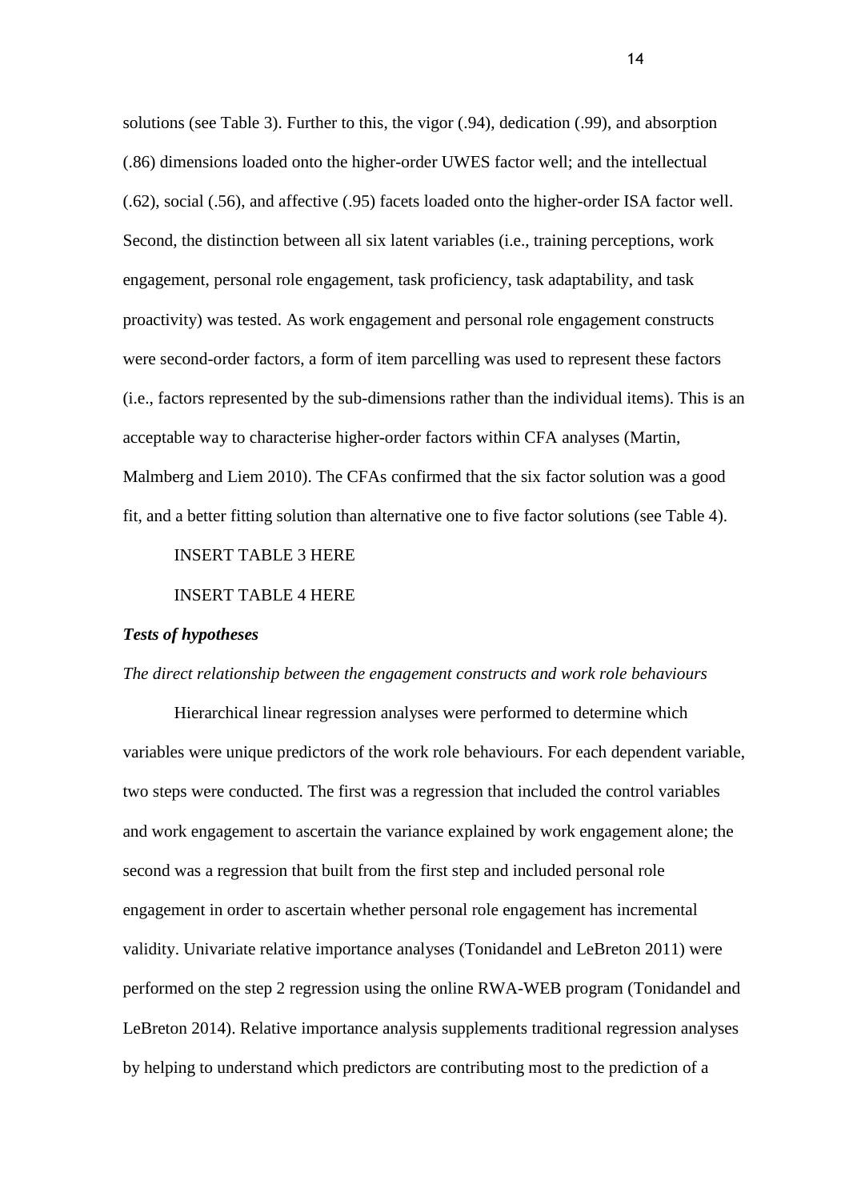solutions (see Table 3). Further to this, the vigor (.94), dedication (.99), and absorption (.86) dimensions loaded onto the higher-order UWES factor well; and the intellectual (.62), social (.56), and affective (.95) facets loaded onto the higher-order ISA factor well. Second, the distinction between all six latent variables (i.e., training perceptions, work engagement, personal role engagement, task proficiency, task adaptability, and task proactivity) was tested. As work engagement and personal role engagement constructs were second-order factors, a form of item parcelling was used to represent these factors (i.e., factors represented by the sub-dimensions rather than the individual items). This is an acceptable way to characterise higher-order factors within CFA analyses (Martin, Malmberg and Liem 2010). The CFAs confirmed that the six factor solution was a good fit, and a better fitting solution than alternative one to five factor solutions (see Table 4).

INSERT TABLE 3 HERE

INSERT TABLE 4 HERE

### ***Tests of hypotheses***

*The direct relationship between the engagement constructs and work role behaviours*

Hierarchical linear regression analyses were performed to determine which variables were unique predictors of the work role behaviours. For each dependent variable, two steps were conducted. The first was a regression that included the control variables and work engagement to ascertain the variance explained by work engagement alone; the second was a regression that built from the first step and included personal role engagement in order to ascertain whether personal role engagement has incremental validity. Univariate relative importance analyses (Tonidandel and LeBreton 2011) were performed on the step 2 regression using the online RWA-WEB program (Tonidandel and LeBreton 2014). Relative importance analysis supplements traditional regression analyses by helping to understand which predictors are contributing most to the prediction of a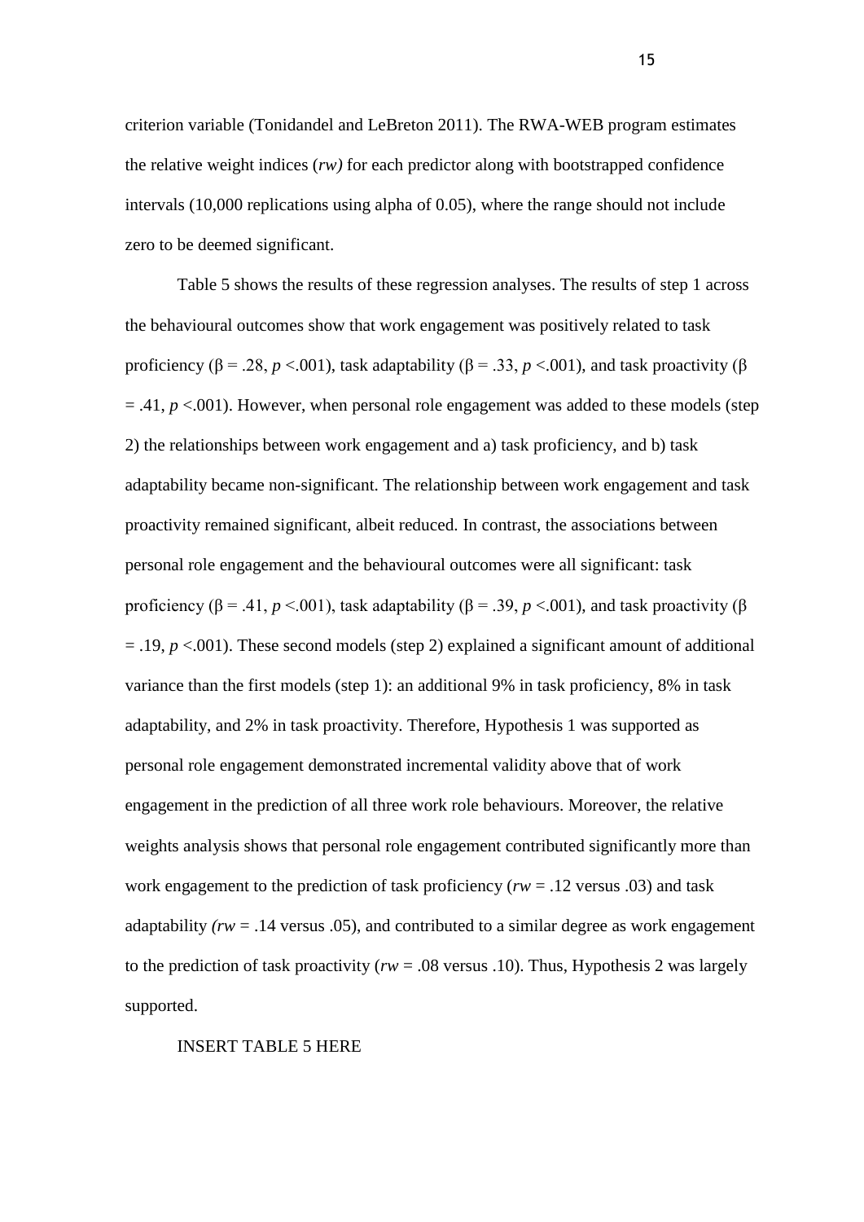criterion variable (Tonidandel and LeBreton 2011). The RWA-WEB program estimates the relative weight indices (*rw)* for each predictor along with bootstrapped confidence intervals (10,000 replications using alpha of 0.05), where the range should not include zero to be deemed significant.

Table 5 shows the results of these regression analyses. The results of step 1 across the behavioural outcomes show that work engagement was positively related to task proficiency ($\beta$ = .28, $p$ <.001), task adaptability ($\beta$ = .33, $p$ <.001), and task proactivity ($\beta$ = .41, $p$ <.001). However, when personal role engagement was added to these models (step 2) the relationships between work engagement and a) task proficiency, and b) task adaptability became non-significant. The relationship between work engagement and task proactivity remained significant, albeit reduced. In contrast, the associations between personal role engagement and the behavioural outcomes were all significant: task proficiency ($\beta$ = .41, $p$ <.001), task adaptability ($\beta$ = .39, $p$ <.001), and task proactivity ($\beta$ = .19, $p$ <.001). These second models (step 2) explained a significant amount of additional variance than the first models (step 1): an additional 9% in task proficiency, 8% in task adaptability, and 2% in task proactivity. Therefore, Hypothesis 1 was supported as personal role engagement demonstrated incremental validity above that of work engagement in the prediction of all three work role behaviours. Moreover, the relative weights analysis shows that personal role engagement contributed significantly more than work engagement to the prediction of task proficiency (*rw* = .12 versus .03) and task adaptability *(rw* = .14 versus .05), and contributed to a similar degree as work engagement to the prediction of task proactivity (*rw* = .08 versus .10). Thus, Hypothesis 2 was largely supported.

INSERT TABLE 5 HERE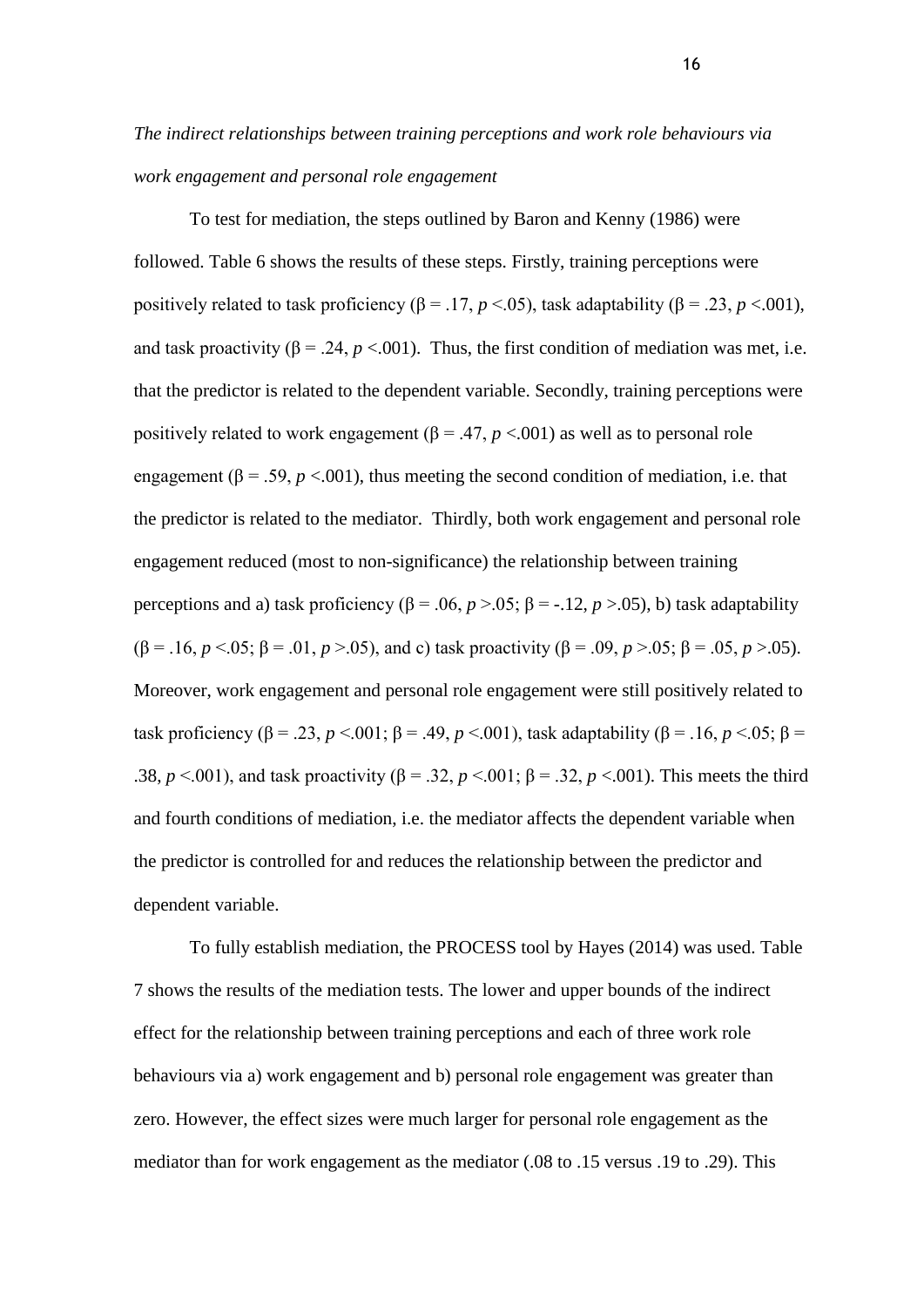*The indirect relationships between training perceptions and work role behaviours via work engagement and personal role engagement*

To test for mediation, the steps outlined by Baron and Kenny (1986) were followed. Table 6 shows the results of these steps. Firstly, training perceptions were positively related to task proficiency ($\beta = .17$, $p < .05$), task adaptability ($\beta = .23$, $p < .001$), and task proactivity ($\beta = .24$, $p < .001$). Thus, the first condition of mediation was met, i.e. that the predictor is related to the dependent variable. Secondly, training perceptions were positively related to work engagement ($\beta = .47$, $p < .001$) as well as to personal role engagement ($\beta = .59$, $p < .001$), thus meeting the second condition of mediation, i.e. that the predictor is related to the mediator. Thirdly, both work engagement and personal role engagement reduced (most to non-significance) the relationship between training perceptions and a) task proficiency ($\beta = .06$, $p > .05$; $\beta = -.12$, $p > .05$), b) task adaptability ($\beta = .16$, $p < .05$; $\beta = .01$, $p > .05$), and c) task proactivity ($\beta = .09$, $p > .05$; $\beta = .05$, $p > .05$). Moreover, work engagement and personal role engagement were still positively related to task proficiency ($\beta = .23$, $p < .001$; $\beta = .49$, $p < .001$), task adaptability ($\beta = .16$, $p < .05$; $\beta = .38$, $p < .001$), and task proactivity ($\beta = .32$, $p < .001$; $\beta = .32$, $p < .001$). This meets the third and fourth conditions of mediation, i.e. the mediator affects the dependent variable when the predictor is controlled for and reduces the relationship between the predictor and dependent variable.

To fully establish mediation, the PROCESS tool by Hayes (2014) was used. Table 7 shows the results of the mediation tests. The lower and upper bounds of the indirect effect for the relationship between training perceptions and each of three work role behaviours via a) work engagement and b) personal role engagement was greater than zero. However, the effect sizes were much larger for personal role engagement as the mediator than for work engagement as the mediator (.08 to .15 versus .19 to .29). This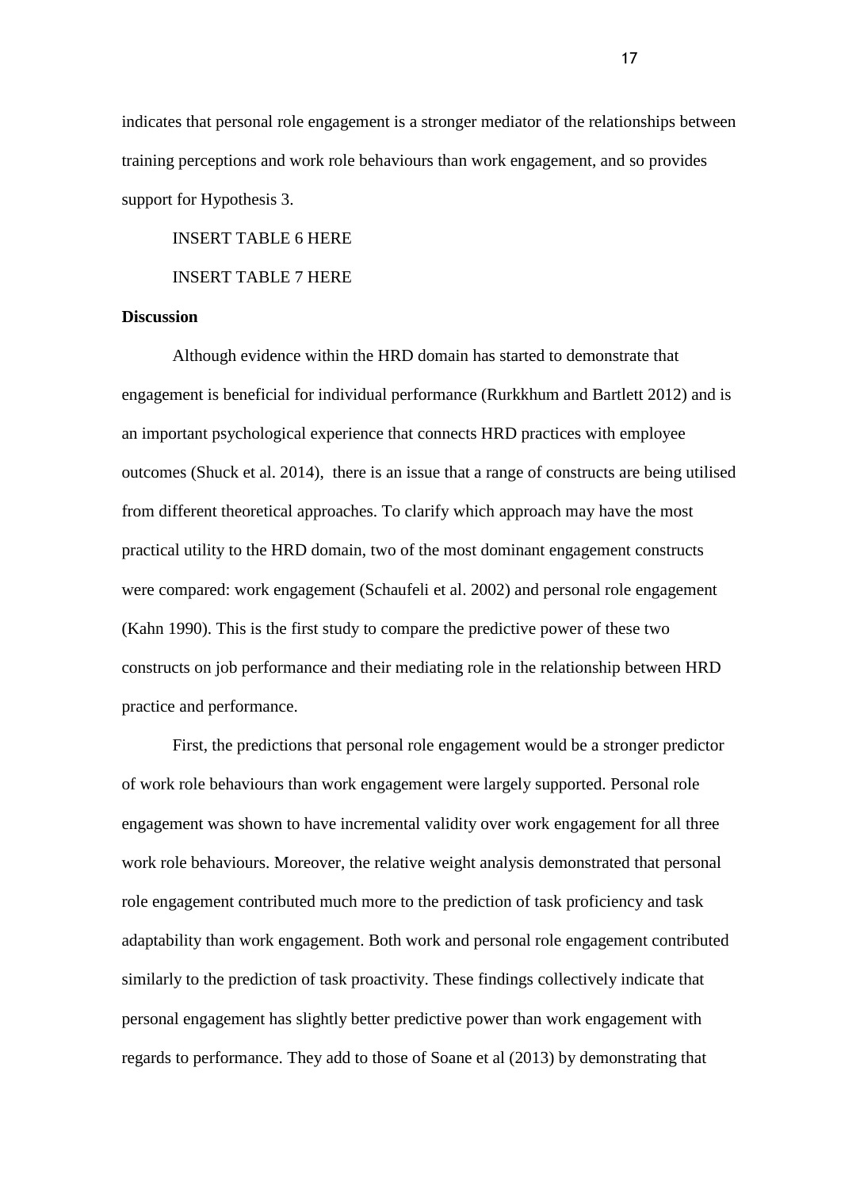indicates that personal role engagement is a stronger mediator of the relationships between training perceptions and work role behaviours than work engagement, and so provides support for Hypothesis 3.

INSERT TABLE 6 HERE

INSERT TABLE 7 HERE

**Discussion**

Although evidence within the HRD domain has started to demonstrate that engagement is beneficial for individual performance (Rurkkhum and Bartlett 2012) and is an important psychological experience that connects HRD practices with employee outcomes (Shuck et al. 2014), there is an issue that a range of constructs are being utilised from different theoretical approaches. To clarify which approach may have the most practical utility to the HRD domain, two of the most dominant engagement constructs were compared: work engagement (Schaufeli et al. 2002) and personal role engagement (Kahn 1990). This is the first study to compare the predictive power of these two constructs on job performance and their mediating role in the relationship between HRD practice and performance.

First, the predictions that personal role engagement would be a stronger predictor of work role behaviours than work engagement were largely supported. Personal role engagement was shown to have incremental validity over work engagement for all three work role behaviours. Moreover, the relative weight analysis demonstrated that personal role engagement contributed much more to the prediction of task proficiency and task adaptability than work engagement. Both work and personal role engagement contributed similarly to the prediction of task proactivity. These findings collectively indicate that personal engagement has slightly better predictive power than work engagement with regards to performance. They add to those of Soane et al (2013) by demonstrating that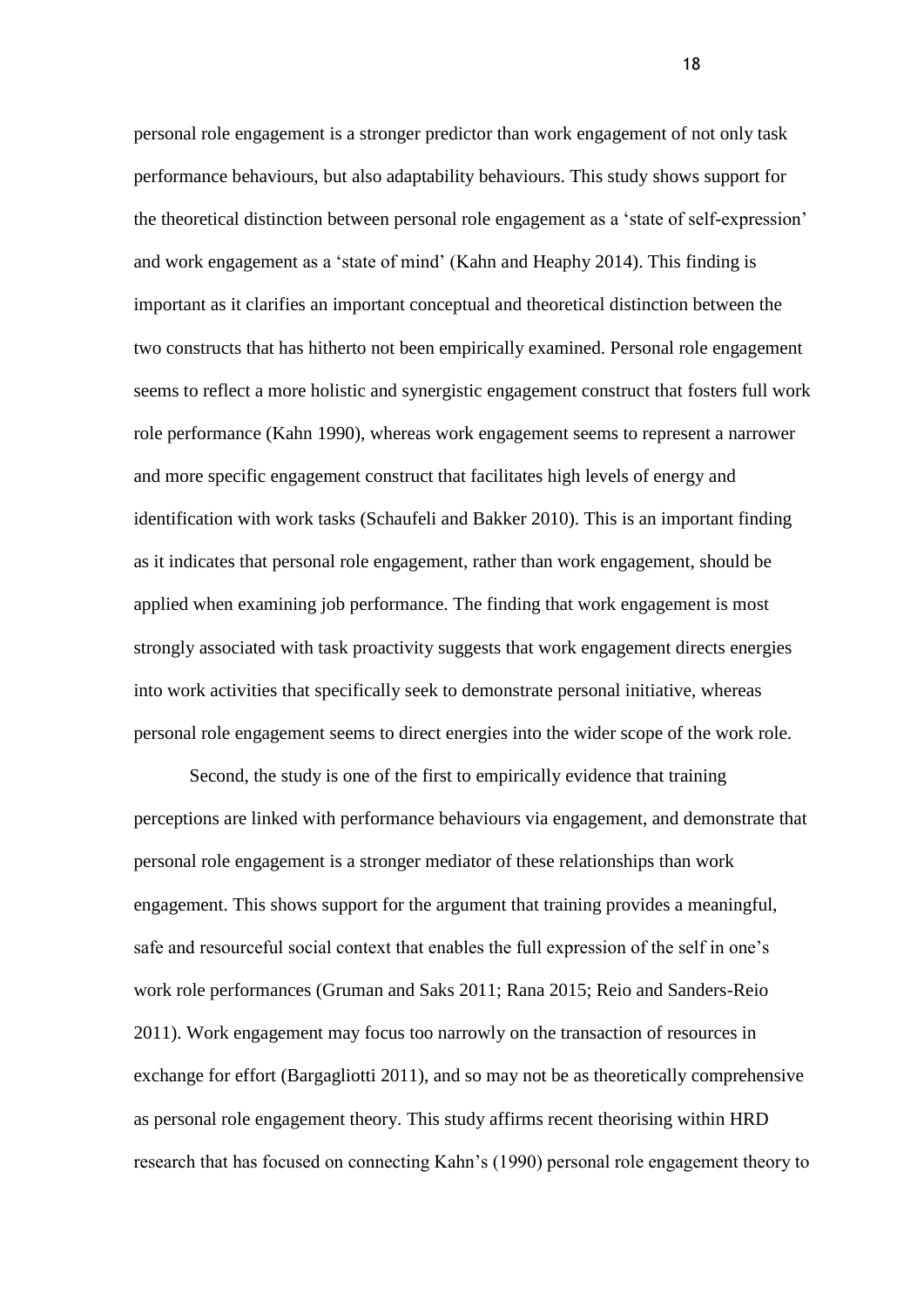personal role engagement is a stronger predictor than work engagement of not only task performance behaviours, but also adaptability behaviours. This study shows support for the theoretical distinction between personal role engagement as a 'state of self-expression' and work engagement as a 'state of mind' (Kahn and Heaphy 2014). This finding is important as it clarifies an important conceptual and theoretical distinction between the two constructs that has hitherto not been empirically examined. Personal role engagement seems to reflect a more holistic and synergistic engagement construct that fosters full work role performance (Kahn 1990), whereas work engagement seems to represent a narrower and more specific engagement construct that facilitates high levels of energy and identification with work tasks (Schaufeli and Bakker 2010). This is an important finding as it indicates that personal role engagement, rather than work engagement, should be applied when examining job performance. The finding that work engagement is most strongly associated with task proactivity suggests that work engagement directs energies into work activities that specifically seek to demonstrate personal initiative, whereas personal role engagement seems to direct energies into the wider scope of the work role.

Second, the study is one of the first to empirically evidence that training perceptions are linked with performance behaviours via engagement, and demonstrate that personal role engagement is a stronger mediator of these relationships than work engagement. This shows support for the argument that training provides a meaningful, safe and resourceful social context that enables the full expression of the self in one's work role performances (Gruman and Saks 2011; Rana 2015; Reio and Sanders-Reio 2011). Work engagement may focus too narrowly on the transaction of resources in exchange for effort (Bargagliotti 2011), and so may not be as theoretically comprehensive as personal role engagement theory. This study affirms recent theorising within HRD research that has focused on connecting Kahn's (1990) personal role engagement theory to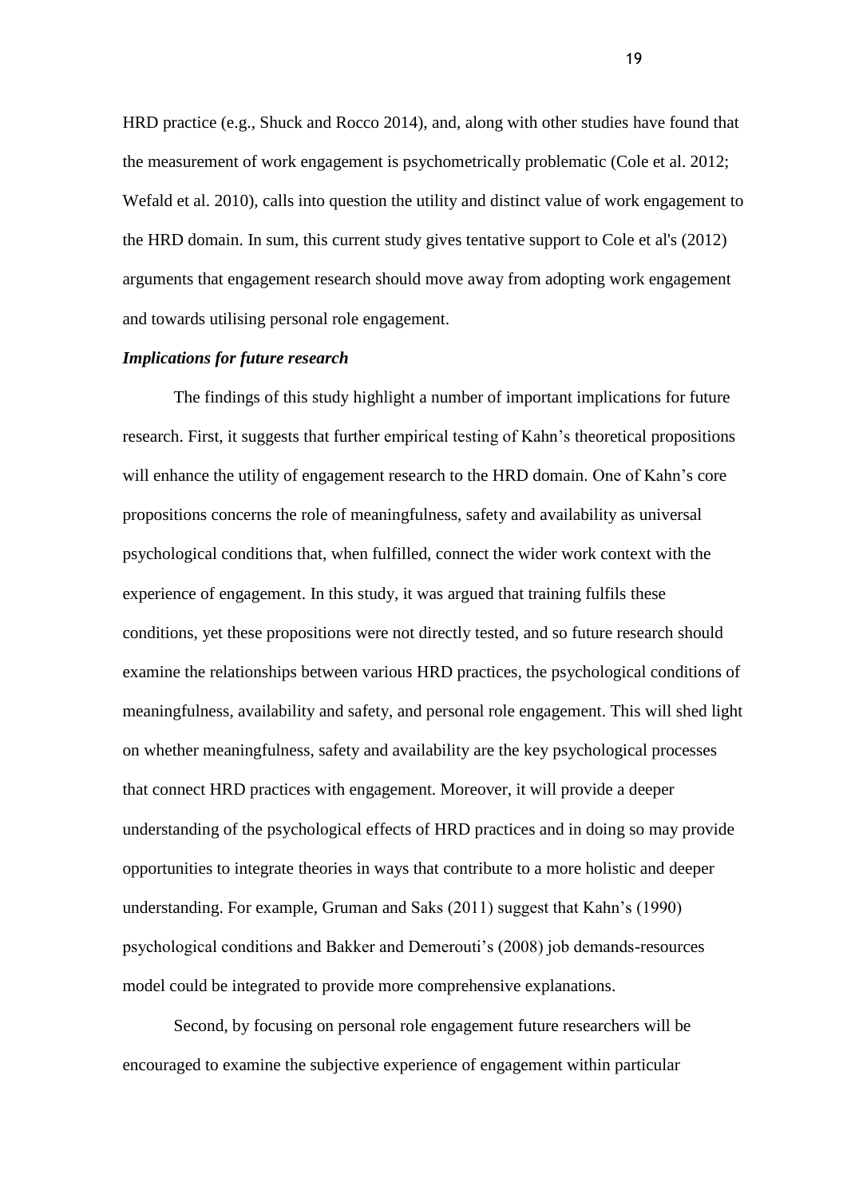HRD practice (e.g., Shuck and Rocco 2014), and, along with other studies have found that the measurement of work engagement is psychometrically problematic (Cole et al. 2012; Wefald et al. 2010), calls into question the utility and distinct value of work engagement to the HRD domain. In sum, this current study gives tentative support to Cole et al's (2012) arguments that engagement research should move away from adopting work engagement and towards utilising personal role engagement.

***Implications for future research***

The findings of this study highlight a number of important implications for future research. First, it suggests that further empirical testing of Kahn's theoretical propositions will enhance the utility of engagement research to the HRD domain. One of Kahn's core propositions concerns the role of meaningfulness, safety and availability as universal psychological conditions that, when fulfilled, connect the wider work context with the experience of engagement. In this study, it was argued that training fulfils these conditions, yet these propositions were not directly tested, and so future research should examine the relationships between various HRD practices, the psychological conditions of meaningfulness, availability and safety, and personal role engagement. This will shed light on whether meaningfulness, safety and availability are the key psychological processes that connect HRD practices with engagement. Moreover, it will provide a deeper understanding of the psychological effects of HRD practices and in doing so may provide opportunities to integrate theories in ways that contribute to a more holistic and deeper understanding. For example, Gruman and Saks (2011) suggest that Kahn's (1990) psychological conditions and Bakker and Demerouti's (2008) job demands-resources model could be integrated to provide more comprehensive explanations.

Second, by focusing on personal role engagement future researchers will be encouraged to examine the subjective experience of engagement within particular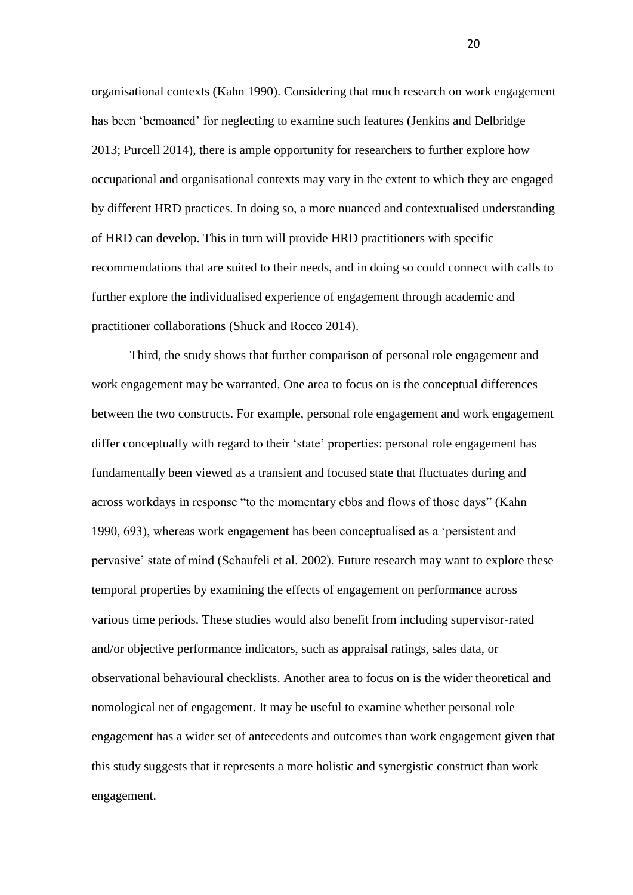organisational contexts (Kahn 1990). Considering that much research on work engagement has been 'bemoaned' for neglecting to examine such features (Jenkins and Delbridge 2013; Purcell 2014), there is ample opportunity for researchers to further explore how occupational and organisational contexts may vary in the extent to which they are engaged by different HRD practices. In doing so, a more nuanced and contextualised understanding of HRD can develop. This in turn will provide HRD practitioners with specific recommendations that are suited to their needs, and in doing so could connect with calls to further explore the individualised experience of engagement through academic and practitioner collaborations (Shuck and Rocco 2014).

Third, the study shows that further comparison of personal role engagement and work engagement may be warranted. One area to focus on is the conceptual differences between the two constructs. For example, personal role engagement and work engagement differ conceptually with regard to their 'state' properties: personal role engagement has fundamentally been viewed as a transient and focused state that fluctuates during and across workdays in response "to the momentary ebbs and flows of those days" (Kahn 1990, 693), whereas work engagement has been conceptualised as a 'persistent and pervasive' state of mind (Schaufeli et al. 2002). Future research may want to explore these temporal properties by examining the effects of engagement on performance across various time periods. These studies would also benefit from including supervisor-rated and/or objective performance indicators, such as appraisal ratings, sales data, or observational behavioural checklists. Another area to focus on is the wider theoretical and nomological net of engagement. It may be useful to examine whether personal role engagement has a wider set of antecedents and outcomes than work engagement given that this study suggests that it represents a more holistic and synergistic construct than work engagement.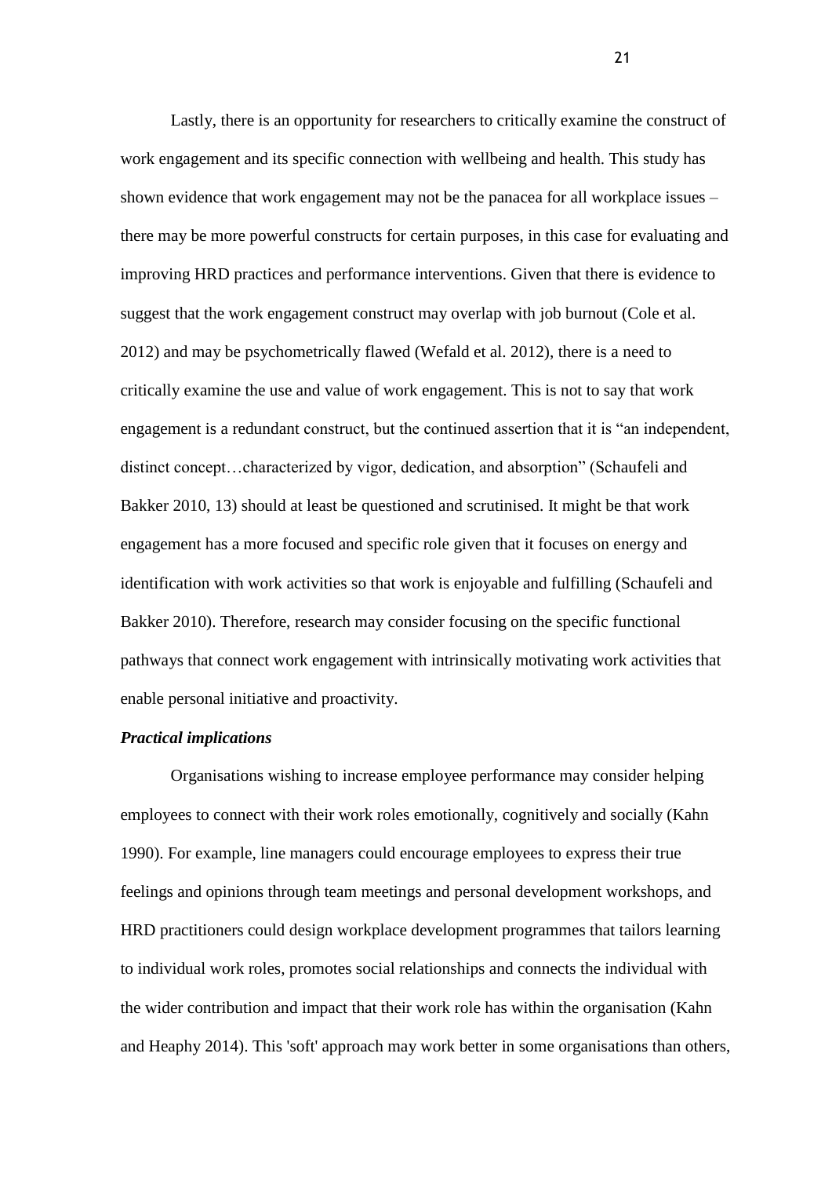Lastly, there is an opportunity for researchers to critically examine the construct of work engagement and its specific connection with wellbeing and health. This study has shown evidence that work engagement may not be the panacea for all workplace issues – there may be more powerful constructs for certain purposes, in this case for evaluating and improving HRD practices and performance interventions. Given that there is evidence to suggest that the work engagement construct may overlap with job burnout (Cole et al. 2012) and may be psychometrically flawed (Wefald et al. 2012), there is a need to critically examine the use and value of work engagement. This is not to say that work engagement is a redundant construct, but the continued assertion that it is "an independent, distinct concept…characterized by vigor, dedication, and absorption" (Schaufeli and Bakker 2010, 13) should at least be questioned and scrutinised. It might be that work engagement has a more focused and specific role given that it focuses on energy and identification with work activities so that work is enjoyable and fulfilling (Schaufeli and Bakker 2010). Therefore, research may consider focusing on the specific functional pathways that connect work engagement with intrinsically motivating work activities that enable personal initiative and proactivity.

***Practical implications***

Organisations wishing to increase employee performance may consider helping employees to connect with their work roles emotionally, cognitively and socially (Kahn 1990). For example, line managers could encourage employees to express their true feelings and opinions through team meetings and personal development workshops, and HRD practitioners could design workplace development programmes that tailors learning to individual work roles, promotes social relationships and connects the individual with the wider contribution and impact that their work role has within the organisation (Kahn and Heaphy 2014). This 'soft' approach may work better in some organisations than others,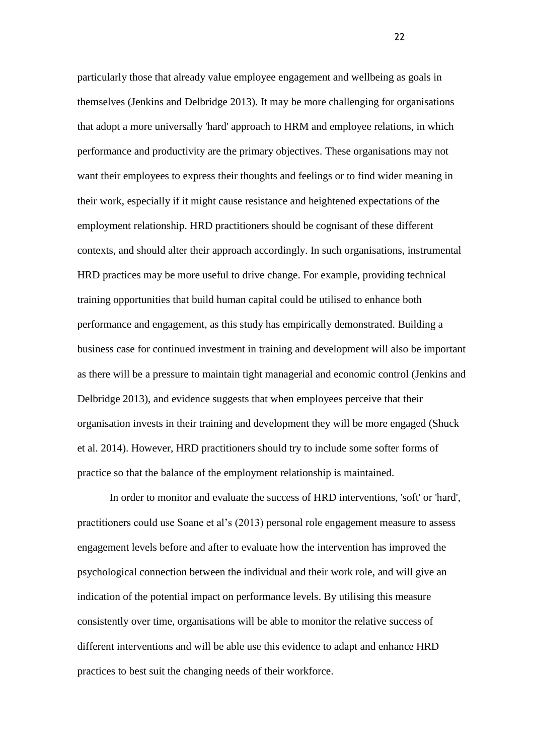particularly those that already value employee engagement and wellbeing as goals in themselves (Jenkins and Delbridge 2013). It may be more challenging for organisations that adopt a more universally 'hard' approach to HRM and employee relations, in which performance and productivity are the primary objectives. These organisations may not want their employees to express their thoughts and feelings or to find wider meaning in their work, especially if it might cause resistance and heightened expectations of the employment relationship. HRD practitioners should be cognisant of these different contexts, and should alter their approach accordingly. In such organisations, instrumental HRD practices may be more useful to drive change. For example, providing technical training opportunities that build human capital could be utilised to enhance both performance and engagement, as this study has empirically demonstrated. Building a business case for continued investment in training and development will also be important as there will be a pressure to maintain tight managerial and economic control (Jenkins and Delbridge 2013), and evidence suggests that when employees perceive that their organisation invests in their training and development they will be more engaged (Shuck et al. 2014). However, HRD practitioners should try to include some softer forms of practice so that the balance of the employment relationship is maintained.

In order to monitor and evaluate the success of HRD interventions, 'soft' or 'hard', practitioners could use Soane et al's (2013) personal role engagement measure to assess engagement levels before and after to evaluate how the intervention has improved the psychological connection between the individual and their work role, and will give an indication of the potential impact on performance levels. By utilising this measure consistently over time, organisations will be able to monitor the relative success of different interventions and will be able use this evidence to adapt and enhance HRD practices to best suit the changing needs of their workforce.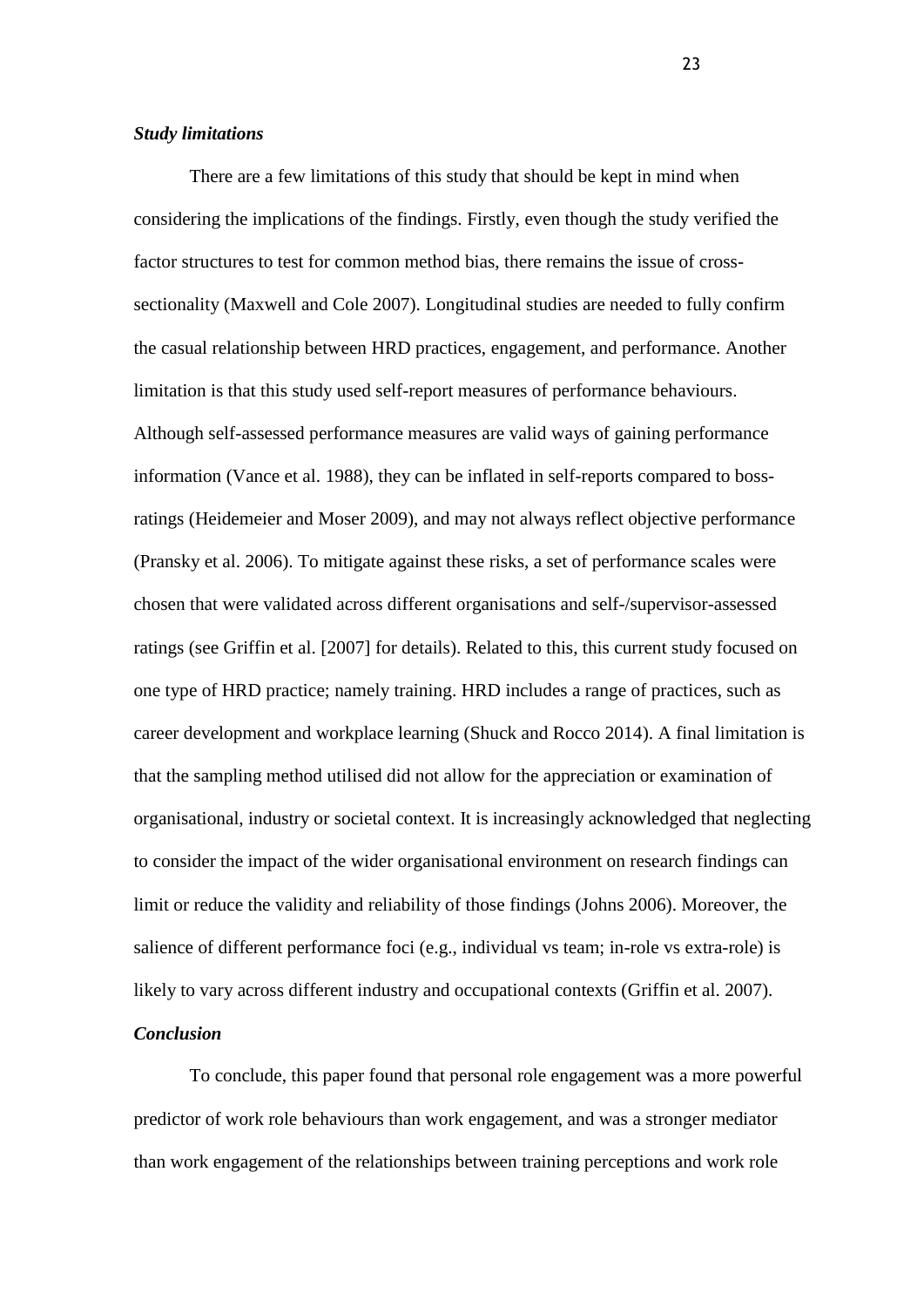### *Study limitations*

There are a few limitations of this study that should be kept in mind when considering the implications of the findings. Firstly, even though the study verified the factor structures to test for common method bias, there remains the issue of cross-sectionality (Maxwell and Cole 2007). Longitudinal studies are needed to fully confirm the casual relationship between HRD practices, engagement, and performance. Another limitation is that this study used self-report measures of performance behaviours. Although self-assessed performance measures are valid ways of gaining performance information (Vance et al. 1988), they can be inflated in self-reports compared to boss-ratings (Heidemeier and Moser 2009), and may not always reflect objective performance (Pransky et al. 2006). To mitigate against these risks, a set of performance scales were chosen that were validated across different organisations and self-/supervisor-assessed ratings (see Griffin et al. [2007] for details). Related to this, this current study focused on one type of HRD practice; namely training. HRD includes a range of practices, such as career development and workplace learning (Shuck and Rocco 2014). A final limitation is that the sampling method utilised did not allow for the appreciation or examination of organisational, industry or societal context. It is increasingly acknowledged that neglecting to consider the impact of the wider organisational environment on research findings can limit or reduce the validity and reliability of those findings (Johns 2006). Moreover, the salience of different performance foci (e.g., individual vs team; in-role vs extra-role) is likely to vary across different industry and occupational contexts (Griffin et al. 2007).

### *Conclusion*

To conclude, this paper found that personal role engagement was a more powerful predictor of work role behaviours than work engagement, and was a stronger mediator than work engagement of the relationships between training perceptions and work role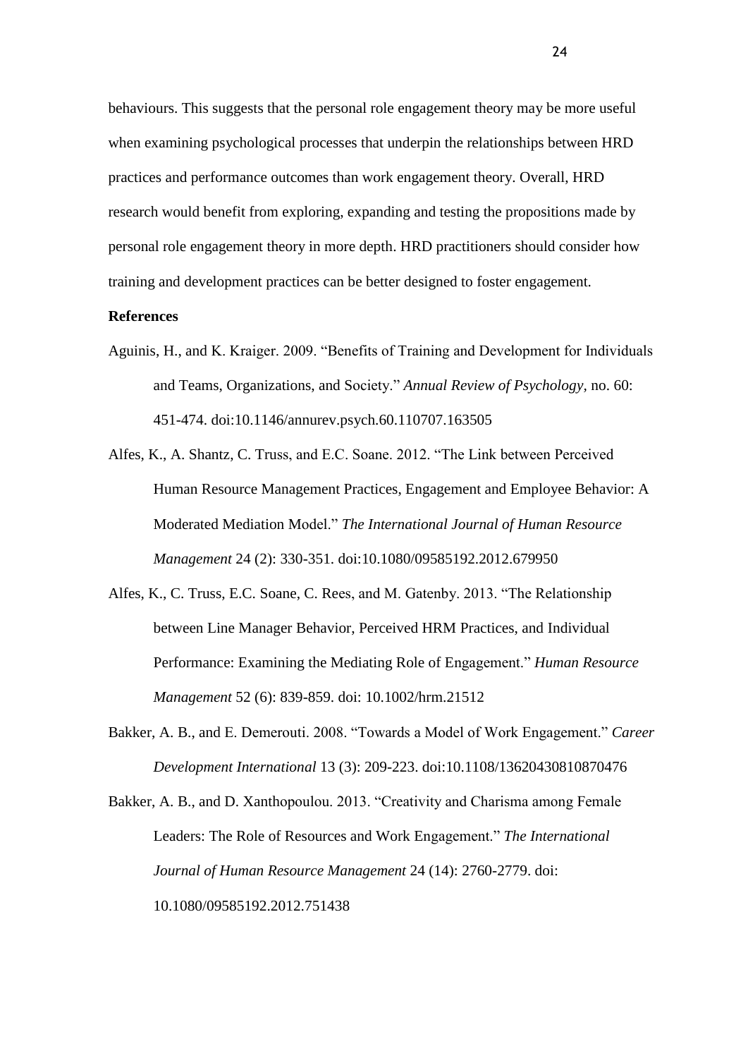behaviours. This suggests that the personal role engagement theory may be more useful when examining psychological processes that underpin the relationships between HRD practices and performance outcomes than work engagement theory. Overall, HRD research would benefit from exploring, expanding and testing the propositions made by personal role engagement theory in more depth. HRD practitioners should consider how training and development practices can be better designed to foster engagement.

**References**

Aguinis, H., and K. Kraiger. 2009. "Benefits of Training and Development for Individuals and Teams, Organizations, and Society." *Annual Review of Psychology*, no. 60: 451-474. doi:10.1146/annurev.psych.60.110707.163505

Alfes, K., A. Shantz, C. Truss, and E.C. Soane. 2012. "The Link between Perceived Human Resource Management Practices, Engagement and Employee Behavior: A Moderated Mediation Model." *The International Journal of Human Resource Management* 24 (2): 330-351. doi:10.1080/09585192.2012.679950

Alfes, K., C. Truss, E.C. Soane, C. Rees, and M. Gatenby. 2013. "The Relationship between Line Manager Behavior, Perceived HRM Practices, and Individual Performance: Examining the Mediating Role of Engagement." *Human Resource Management* 52 (6): 839-859. doi: 10.1002/hrm.21512

Bakker, A. B., and E. Demerouti. 2008. "Towards a Model of Work Engagement." *Career Development International* 13 (3): 209-223. doi:10.1108/13620430810870476

Bakker, A. B., and D. Xanthopoulou. 2013. "Creativity and Charisma among Female Leaders: The Role of Resources and Work Engagement." *The International Journal of Human Resource Management* 24 (14): 2760-2779. doi: 10.1080/09585192.2012.751438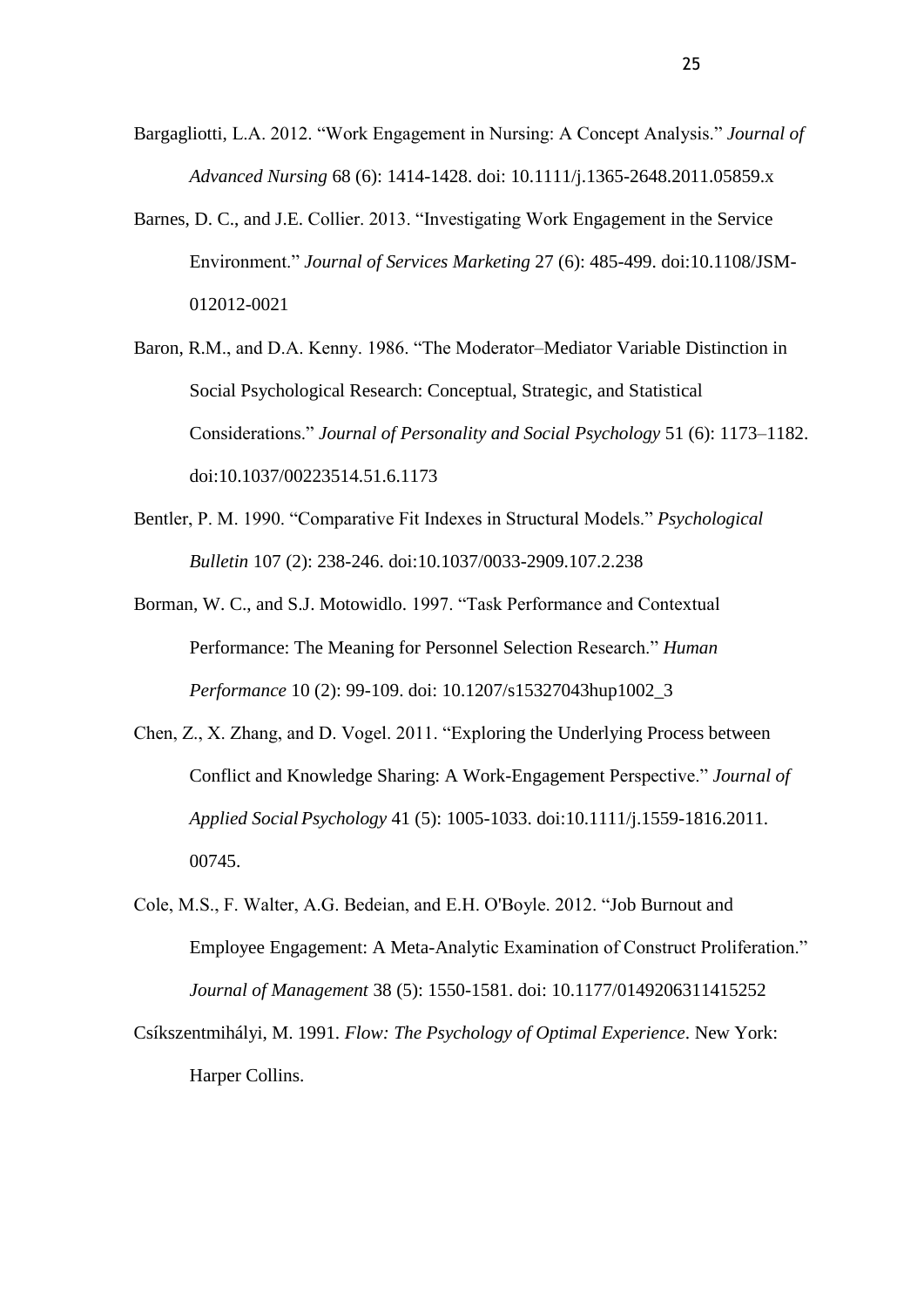Bargagliotti, L.A. 2012. "Work Engagement in Nursing: A Concept Analysis." *Journal of Advanced Nursing* 68 (6): 1414-1428. doi: 10.1111/j.1365-2648.2011.05859.x

Barnes, D. C., and J.E. Collier. 2013. "Investigating Work Engagement in the Service Environment." *Journal of Services Marketing* 27 (6): 485-499. doi:10.1108/JSM-012012-0021

Baron, R.M., and D.A. Kenny. 1986. "The Moderator–Mediator Variable Distinction in Social Psychological Research: Conceptual, Strategic, and Statistical Considerations." *Journal of Personality and Social Psychology* 51 (6): 1173–1182. doi:10.1037/00223514.51.6.1173

Bentler, P. M. 1990. "Comparative Fit Indexes in Structural Models." *Psychological Bulletin* 107 (2): 238-246. doi:10.1037/0033-2909.107.2.238

Borman, W. C., and S.J. Motowidlo. 1997. "Task Performance and Contextual Performance: The Meaning for Personnel Selection Research." *Human Performance* 10 (2): 99-109. doi: 10.1207/s15327043hup1002_3

Chen, Z., X. Zhang, and D. Vogel. 2011. "Exploring the Underlying Process between Conflict and Knowledge Sharing: A Work-Engagement Perspective." *Journal of Applied Social Psychology* 41 (5): 1005-1033. doi:10.1111/j.1559-1816.2011.00745.

Cole, M.S., F. Walter, A.G. Bedeian, and E.H. O'Boyle. 2012. "Job Burnout and Employee Engagement: A Meta-Analytic Examination of Construct Proliferation." *Journal of Management* 38 (5): 1550-1581. doi: 10.1177/0149206311415252

Csíkszentmihályi, M. 1991. *Flow: The Psychology of Optimal Experience*. New York: Harper Collins.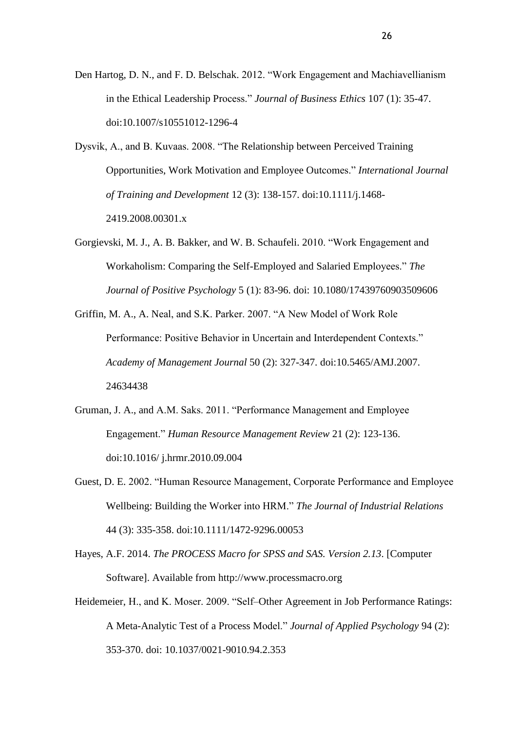Den Hartog, D. N., and F. D. Belschak. 2012. "Work Engagement and Machiavellianism in the Ethical Leadership Process." *Journal of Business Ethics* 107 (1): 35-47. doi:10.1007/s10551012-1296-4

Dysvik, A., and B. Kuvaas. 2008. "The Relationship between Perceived Training Opportunities, Work Motivation and Employee Outcomes." *International Journal of Training and Development* 12 (3): 138-157. doi:10.1111/j.1468-2419.2008.00301.x

Gorgievski, M. J., A. B. Bakker, and W. B. Schaufeli. 2010. "Work Engagement and Workaholism: Comparing the Self-Employed and Salaried Employees." *The Journal of Positive Psychology* 5 (1): 83-96. doi: 10.1080/17439760903509606

Griffin, M. A., A. Neal, and S.K. Parker. 2007. "A New Model of Work Role Performance: Positive Behavior in Uncertain and Interdependent Contexts." *Academy of Management Journal* 50 (2): 327-347. doi:10.5465/AMJ.2007.24634438

Gruman, J. A., and A.M. Saks. 2011. "Performance Management and Employee Engagement." *Human Resource Management Review* 21 (2): 123-136. doi:10.1016/ j.hrmr.2010.09.004

Guest, D. E. 2002. "Human Resource Management, Corporate Performance and Employee Wellbeing: Building the Worker into HRM." *The Journal of Industrial Relations* 44 (3): 335-358. doi:10.1111/1472-9296.00053

Hayes, A.F. 2014. *The PROCESS Macro for SPSS and SAS. Version 2.13*. [Computer Software]. Available from http://www.processmacro.org

Heidemeier, H., and K. Moser. 2009. "Self–Other Agreement in Job Performance Ratings: A Meta-Analytic Test of a Process Model." *Journal of Applied Psychology* 94 (2): 353-370. doi: 10.1037/0021-9010.94.2.353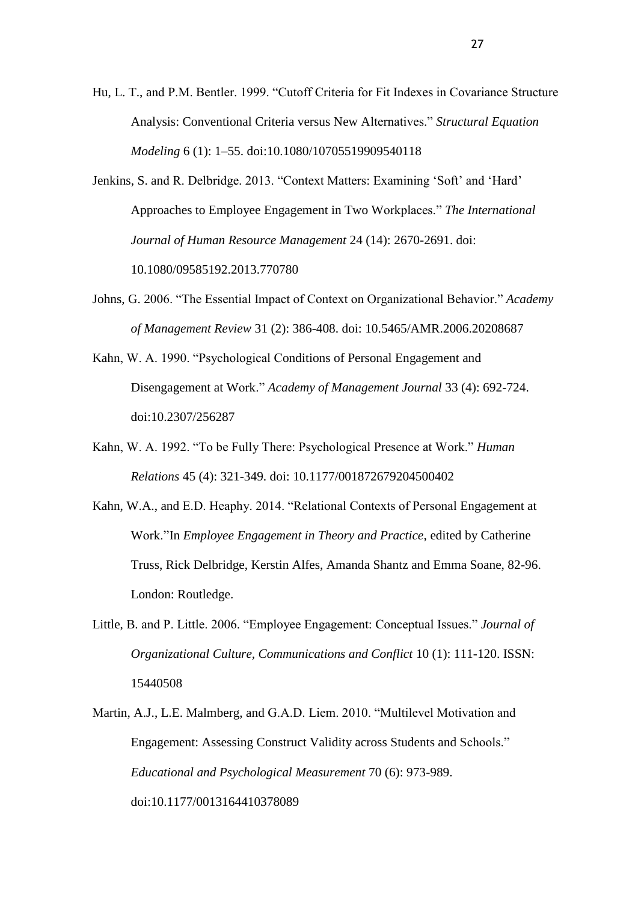Hu, L. T., and P.M. Bentler. 1999. "Cutoff Criteria for Fit Indexes in Covariance Structure Analysis: Conventional Criteria versus New Alternatives." *Structural Equation Modeling* 6 (1): 1–55. doi:10.1080/10705519909540118

Jenkins, S. and R. Delbridge. 2013. "Context Matters: Examining 'Soft' and 'Hard' Approaches to Employee Engagement in Two Workplaces." *The International Journal of Human Resource Management* 24 (14): 2670-2691. doi: 10.1080/09585192.2013.770780

Johns, G. 2006. "The Essential Impact of Context on Organizational Behavior." *Academy of Management Review* 31 (2): 386-408. doi: 10.5465/AMR.2006.20208687

Kahn, W. A. 1990. "Psychological Conditions of Personal Engagement and Disengagement at Work." *Academy of Management Journal* 33 (4): 692-724. doi:10.2307/256287

Kahn, W. A. 1992. "To be Fully There: Psychological Presence at Work." *Human Relations* 45 (4): 321-349. doi: 10.1177/001872679204500402

Kahn, W.A., and E.D. Heaphy. 2014. "Relational Contexts of Personal Engagement at Work."In *Employee Engagement in Theory and Practice*, edited by Catherine Truss, Rick Delbridge, Kerstin Alfes, Amanda Shantz and Emma Soane, 82-96. London: Routledge.

Little, B. and P. Little. 2006. "Employee Engagement: Conceptual Issues." *Journal of Organizational Culture, Communications and Conflict* 10 (1): 111-120. ISSN: 15440508

Martin, A.J., L.E. Malmberg, and G.A.D. Liem. 2010. "Multilevel Motivation and Engagement: Assessing Construct Validity across Students and Schools." *Educational and Psychological Measurement* 70 (6): 973-989. doi:10.1177/0013164410378089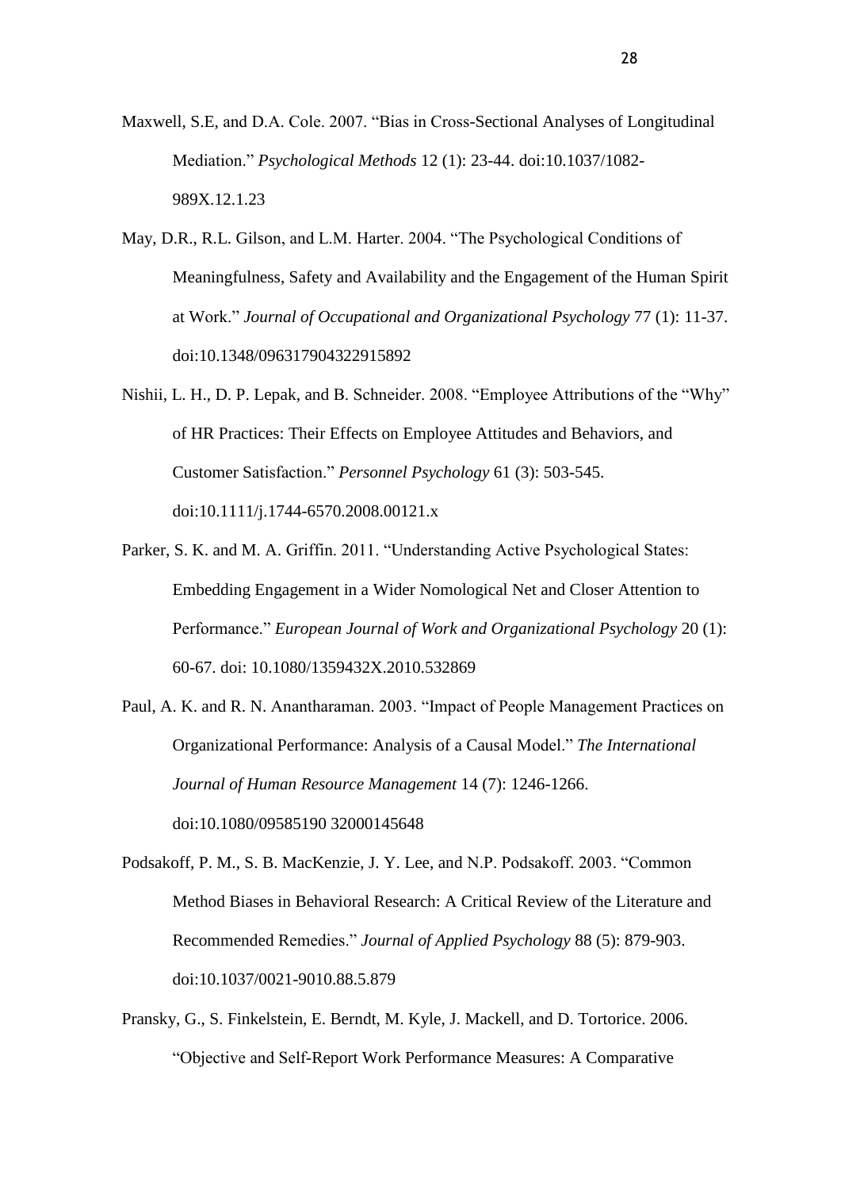Maxwell, S.E, and D.A. Cole. 2007. "Bias in Cross-Sectional Analyses of Longitudinal Mediation." *Psychological Methods* 12 (1): 23-44. doi:10.1037/1082-989X.12.1.23

May, D.R., R.L. Gilson, and L.M. Harter. 2004. "The Psychological Conditions of Meaningfulness, Safety and Availability and the Engagement of the Human Spirit at Work." *Journal of Occupational and Organizational Psychology* 77 (1): 11-37. doi:10.1348/096317904322915892

Nishii, L. H., D. P. Lepak, and B. Schneider. 2008. "Employee Attributions of the "Why" of HR Practices: Their Effects on Employee Attitudes and Behaviors, and Customer Satisfaction." *Personnel Psychology* 61 (3): 503-545. doi:10.1111/j.1744-6570.2008.00121.x

Parker, S. K. and M. A. Griffin. 2011. "Understanding Active Psychological States: Embedding Engagement in a Wider Nomological Net and Closer Attention to Performance." *European Journal of Work and Organizational Psychology* 20 (1): 60-67. doi: 10.1080/1359432X.2010.532869

Paul, A. K. and R. N. Anantharaman. 2003. "Impact of People Management Practices on Organizational Performance: Analysis of a Causal Model." *The International Journal of Human Resource Management* 14 (7): 1246-1266. doi:10.1080/09585190 32000145648

Podsakoff, P. M., S. B. MacKenzie, J. Y. Lee, and N.P. Podsakoff. 2003. "Common Method Biases in Behavioral Research: A Critical Review of the Literature and Recommended Remedies." *Journal of Applied Psychology* 88 (5): 879-903. doi:10.1037/0021-9010.88.5.879

Pransky, G., S. Finkelstein, E. Berndt, M. Kyle, J. Mackell, and D. Tortorice. 2006. "Objective and Self-Report Work Performance Measures: A Comparative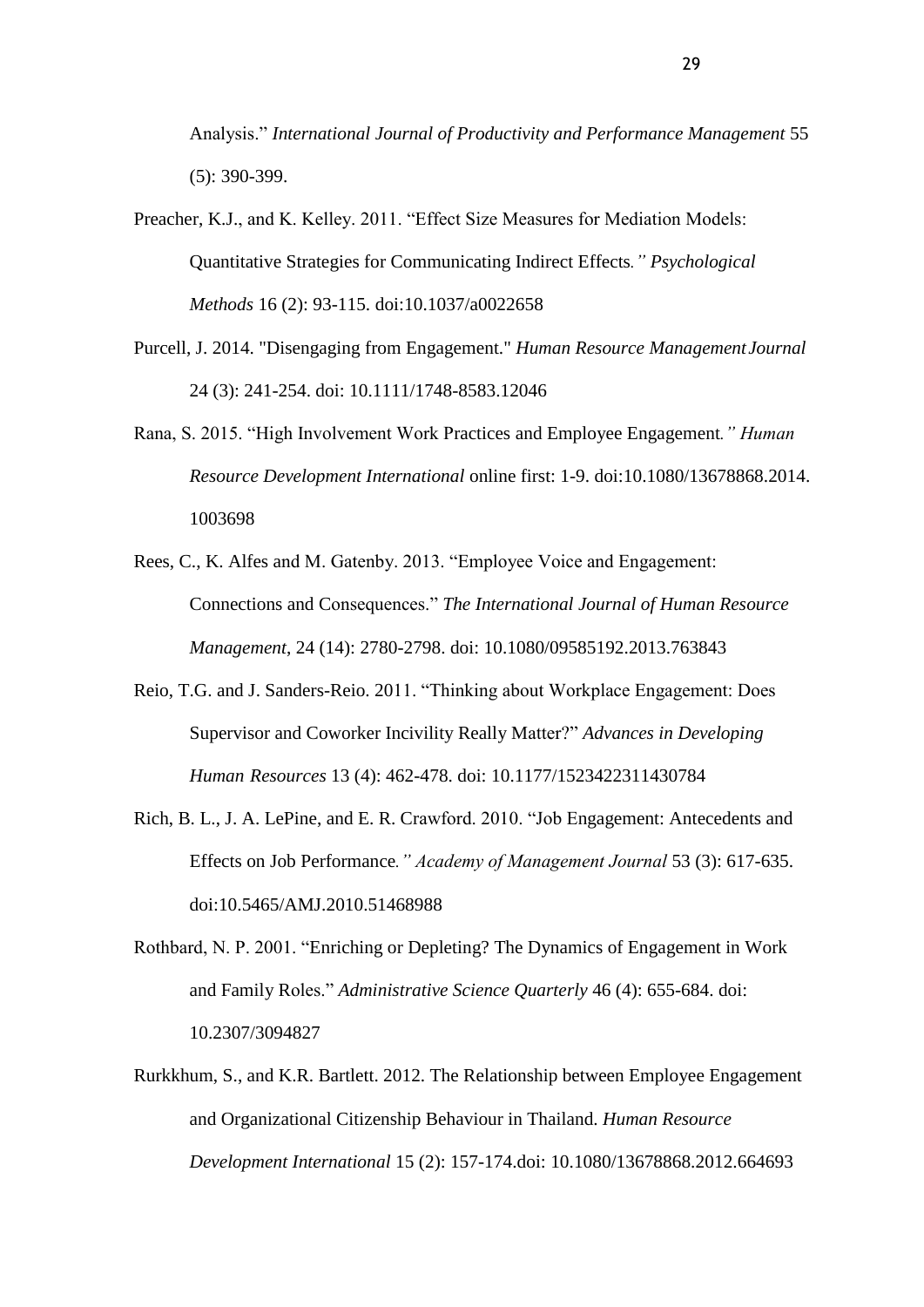Analysis." *International Journal of Productivity and Performance Management* 55 (5): 390-399.

Preacher, K.J., and K. Kelley. 2011. "Effect Size Measures for Mediation Models: Quantitative Strategies for Communicating Indirect Effects*." Psychological Methods* 16 (2): 93-115. doi:10.1037/a0022658

Purcell, J. 2014. "Disengaging from Engagement." *Human Resource Management Journal* 24 (3): 241-254. doi: 10.1111/1748-8583.12046

Rana, S. 2015. "High Involvement Work Practices and Employee Engagement*." Human Resource Development International* online first: 1-9. doi:10.1080/13678868.2014. 1003698

Rees, C., K. Alfes and M. Gatenby. 2013. "Employee Voice and Engagement: Connections and Consequences." *The International Journal of Human Resource Management*, 24 (14): 2780-2798. doi: 10.1080/09585192.2013.763843

Reio, T.G. and J. Sanders-Reio. 2011. "Thinking about Workplace Engagement: Does Supervisor and Coworker Incivility Really Matter?" *Advances in Developing Human Resources* 13 (4): 462-478. doi: 10.1177/1523422311430784

Rich, B. L., J. A. LePine, and E. R. Crawford. 2010. "Job Engagement: Antecedents and Effects on Job Performance*." Academy of Management Journal* 53 (3): 617-635. doi:10.5465/AMJ.2010.51468988

Rothbard, N. P. 2001. "Enriching or Depleting? The Dynamics of Engagement in Work and Family Roles." *Administrative Science Quarterly* 46 (4): 655-684. doi: 10.2307/3094827

Rurkkhum, S., and K.R. Bartlett. 2012. The Relationship between Employee Engagement and Organizational Citizenship Behaviour in Thailand. *Human Resource Development International* 15 (2): 157-174.doi: 10.1080/13678868.2012.664693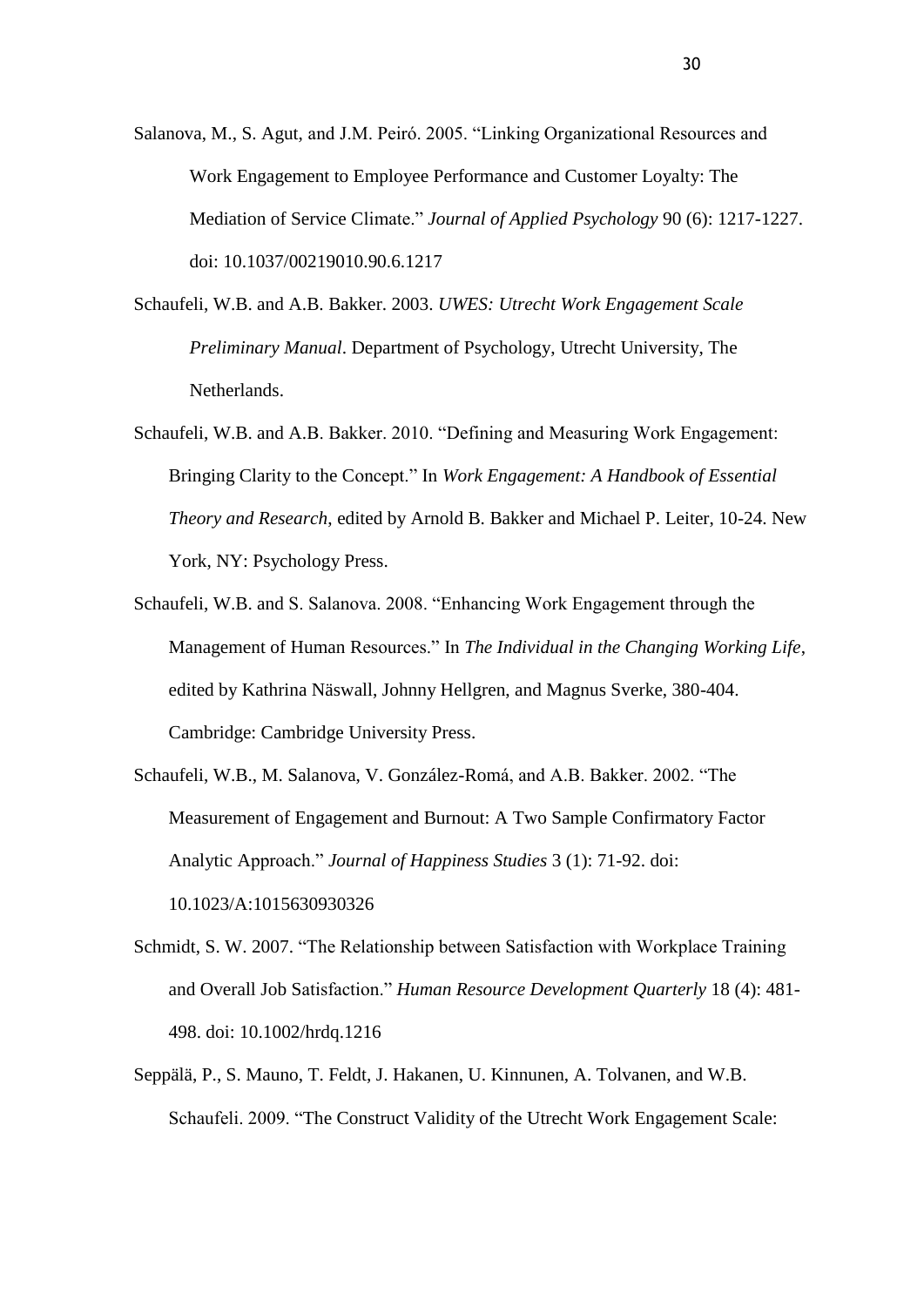Salanova, M., S. Agut, and J.M. Peiró. 2005. "Linking Organizational Resources and Work Engagement to Employee Performance and Customer Loyalty: The Mediation of Service Climate." *Journal of Applied Psychology* 90 (6): 1217-1227. doi: 10.1037/00219010.90.6.1217

Schaufeli, W.B. and A.B. Bakker. 2003. *UWES: Utrecht Work Engagement Scale Preliminary Manual*. Department of Psychology, Utrecht University, The Netherlands.

Schaufeli, W.B. and A.B. Bakker. 2010. "Defining and Measuring Work Engagement: Bringing Clarity to the Concept." In *Work Engagement: A Handbook of Essential Theory and Research*, edited by Arnold B. Bakker and Michael P. Leiter, 10-24. New York, NY: Psychology Press.

Schaufeli, W.B. and S. Salanova. 2008. "Enhancing Work Engagement through the Management of Human Resources." In *The Individual in the Changing Working Life*, edited by Kathrina Näswall, Johnny Hellgren, and Magnus Sverke, 380-404. Cambridge: Cambridge University Press.

Schaufeli, W.B., M. Salanova, V. González-Romá, and A.B. Bakker. 2002. "The Measurement of Engagement and Burnout: A Two Sample Confirmatory Factor Analytic Approach." *Journal of Happiness Studies* 3 (1): 71-92. doi: 10.1023/A:1015630930326

Schmidt, S. W. 2007. "The Relationship between Satisfaction with Workplace Training and Overall Job Satisfaction." *Human Resource Development Quarterly* 18 (4): 481-498. doi: 10.1002/hrdq.1216

Seppälä, P., S. Mauno, T. Feldt, J. Hakanen, U. Kinnunen, A. Tolvanen, and W.B. Schaufeli. 2009. "The Construct Validity of the Utrecht Work Engagement Scale: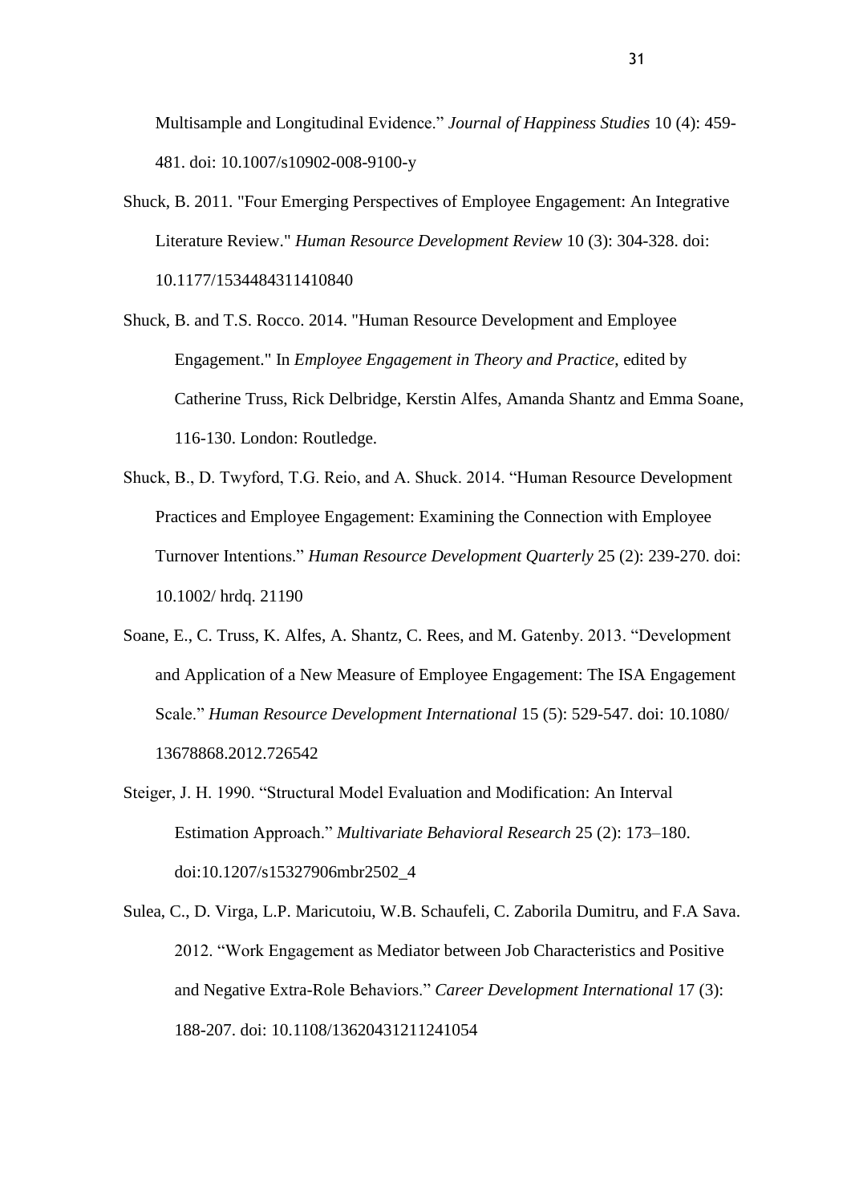Multisample and Longitudinal Evidence." *Journal of Happiness Studies* 10 (4): 459-481. doi: 10.1007/s10902-008-9100-y

Shuck, B. 2011. "Four Emerging Perspectives of Employee Engagement: An Integrative Literature Review." *Human Resource Development Review* 10 (3): 304-328. doi: 10.1177/1534484311410840

Shuck, B. and T.S. Rocco. 2014. "Human Resource Development and Employee Engagement." In *Employee Engagement in Theory and Practice*, edited by Catherine Truss, Rick Delbridge, Kerstin Alfes, Amanda Shantz and Emma Soane, 116-130. London: Routledge.

Shuck, B., D. Twyford, T.G. Reio, and A. Shuck. 2014. "Human Resource Development Practices and Employee Engagement: Examining the Connection with Employee Turnover Intentions." *Human Resource Development Quarterly* 25 (2): 239-270. doi: 10.1002/ hrdq. 21190

Soane, E., C. Truss, K. Alfes, A. Shantz, C. Rees, and M. Gatenby. 2013. "Development and Application of a New Measure of Employee Engagement: The ISA Engagement Scale." *Human Resource Development International* 15 (5): 529-547. doi: 10.1080/ 13678868.2012.726542

Steiger, J. H. 1990. "Structural Model Evaluation and Modification: An Interval Estimation Approach." *Multivariate Behavioral Research* 25 (2): 173–180. doi:10.1207/s15327906mbr2502_4

Sulea, C., D. Virga, L.P. Maricutoiu, W.B. Schaufeli, C. Zaborila Dumitru, and F.A Sava. 2012. "Work Engagement as Mediator between Job Characteristics and Positive and Negative Extra-Role Behaviors." *Career Development International* 17 (3): 188-207. doi: 10.1108/13620431211241054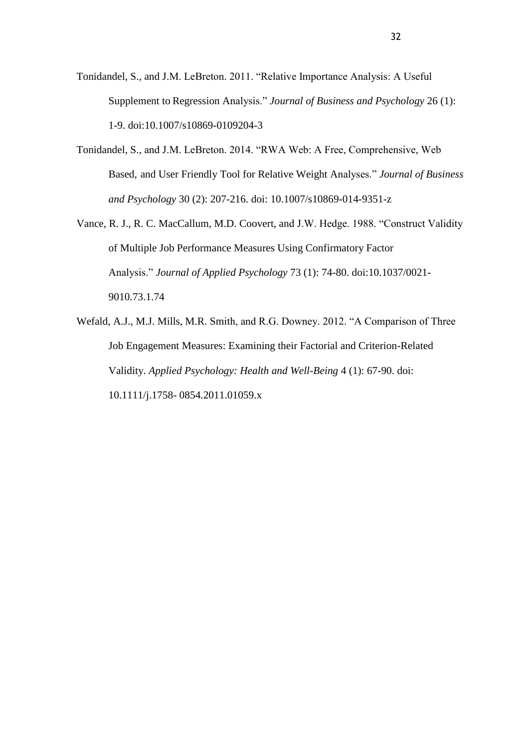Tonidandel, S., and J.M. LeBreton. 2011. "Relative Importance Analysis: A Useful Supplement to Regression Analysis." *Journal of Business and Psychology* 26 (1): 1-9. doi:10.1007/s10869-0109204-3

Tonidandel, S., and J.M. LeBreton. 2014. "RWA Web: A Free, Comprehensive, Web Based, and User Friendly Tool for Relative Weight Analyses." *Journal of Business and Psychology* 30 (2): 207-216. doi: 10.1007/s10869-014-9351-z

Vance, R. J., R. C. MacCallum, M.D. Coovert, and J.W. Hedge. 1988. "Construct Validity of Multiple Job Performance Measures Using Confirmatory Factor Analysis." *Journal of Applied Psychology* 73 (1): 74-80. doi:10.1037/0021-9010.73.1.74

Wefald, A.J., M.J. Mills, M.R. Smith, and R.G. Downey. 2012. "A Comparison of Three Job Engagement Measures: Examining their Factorial and Criterion-Related Validity. *Applied Psychology: Health and Well-Being* 4 (1): 67-90. doi: 10.1111/j.1758- 0854.2011.01059.x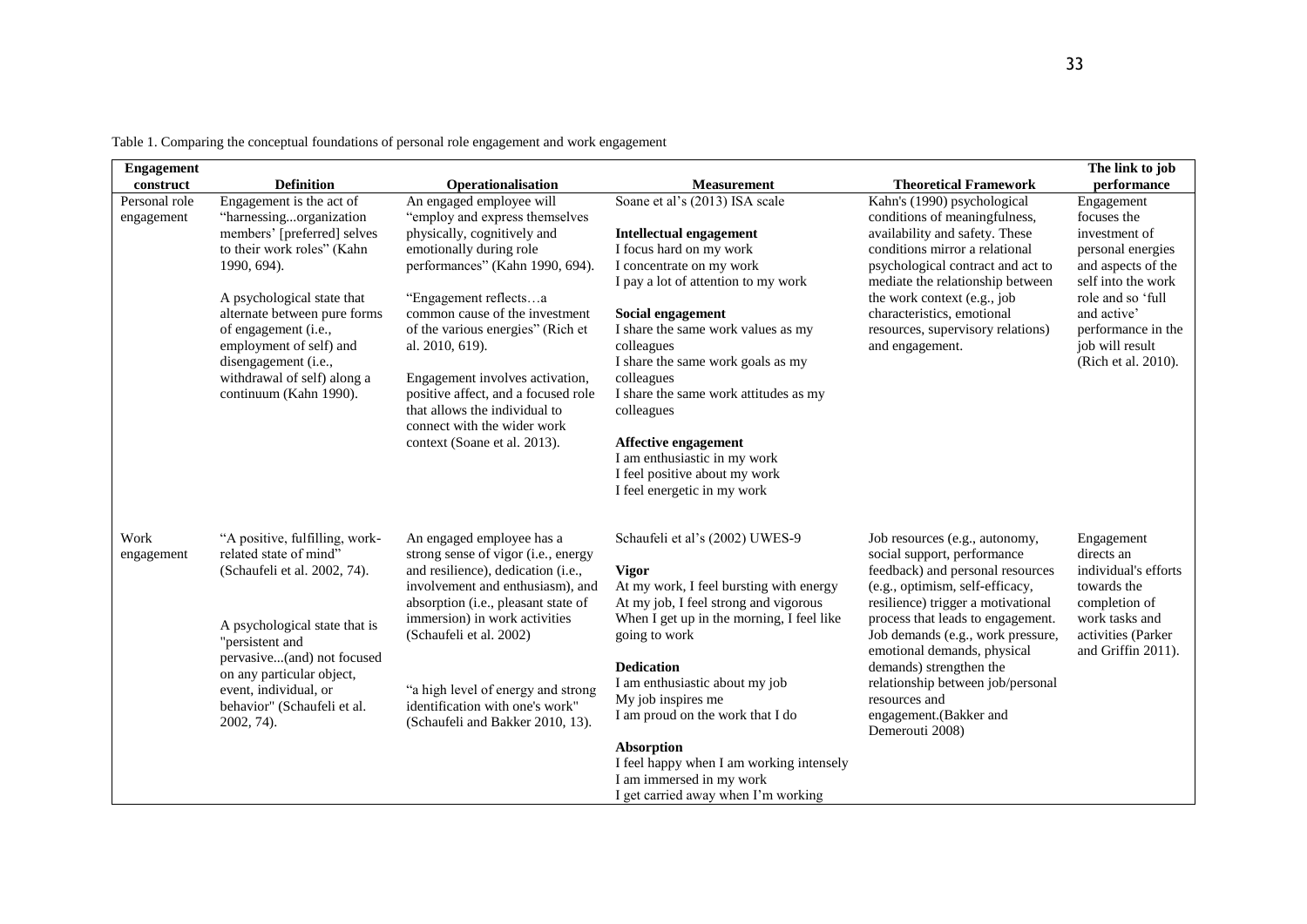Table 1. Comparing the conceptual foundations of personal role engagement and work engagement

| Engagement construct | Definition | Operationalisation | Measurement | Theoretical Framework | The link to job performance |
|---|---|---|---|---|---|
| Personal role engagement | Engagement is the act of "harnessing...organization members' [preferred] selves to their work roles" (Kahn 1990, 694).<br><br>A psychological state that alternate between pure forms of engagement (i.e., employment of self) and disengagement (i.e., withdrawal of self) along a continuum (Kahn 1990). | An engaged employee will "employ and express themselves physically, cognitively and emotionally during role performances" (Kahn 1990, 694).<br><br>"Engagement reflects…a common cause of the investment of the various energies" (Rich et al. 2010, 619).<br><br>Engagement involves activation, positive affect, and a focused role that allows the individual to connect with the wider work context (Soane et al. 2013). | Soane et al's (2013) ISA scale<br><br>**Intellectual engagement**<br>I focus hard on my work<br>I concentrate on my work<br>I pay a lot of attention to my work<br><br>**Social engagement**<br>I share the same work values as my colleagues<br>I share the same work goals as my colleagues<br>I share the same work attitudes as my colleagues<br><br>**Affective engagement**<br>I am enthusiastic in my work<br>I feel positive about my work<br>I feel energetic in my work | Kahn's (1990) psychological conditions of meaningfulness, availability and safety. These conditions mirror a relational psychological contract and act to mediate the relationship between the work context (e.g., job characteristics, emotional resources, supervisory relations) and engagement. | Engagement focuses the investment of personal energies and aspects of the self into the work role and so 'full and active' performance in the job will result (Rich et al. 2010). |
| Work engagement | "A positive, fulfilling, work-related state of mind" (Schaufeli et al. 2002, 74).<br><br>A psychological state that is "persistent and pervasive...(and) not focused on any particular object, event, individual, or behavior" (Schaufeli et al. 2002, 74). | An engaged employee has a strong sense of vigor (i.e., energy and resilience), dedication (i.e., involvement and enthusiasm), and absorption (i.e., pleasant state of immersion) in work activities (Schaufeli et al. 2002)<br><br>"a high level of energy and strong identification with one's work" (Schaufeli and Bakker 2010, 13). | Schaufeli et al's (2002) UWES-9<br><br>**Vigor**<br>At my work, I feel bursting with energy<br>At my job, I feel strong and vigorous<br>When I get up in the morning, I feel like going to work<br><br>**Dedication**<br>I am enthusiastic about my job<br>My job inspires me<br>I am proud on the work that I do<br><br>**Absorption**<br>I feel happy when I am working intensely<br>I am immersed in my work<br>I get carried away when I'm working | Job resources (e.g., autonomy, social support, performance feedback) and personal resources (e.g., optimism, self-efficacy, resilience) trigger a motivational process that leads to engagement. Job demands (e.g., work pressure, emotional demands, physical demands) strengthen the relationship between job/personal resources and engagement.(Bakker and Demerouti 2008) | Engagement directs an individual's efforts towards the completion of work tasks and activities (Parker and Griffin 2011). |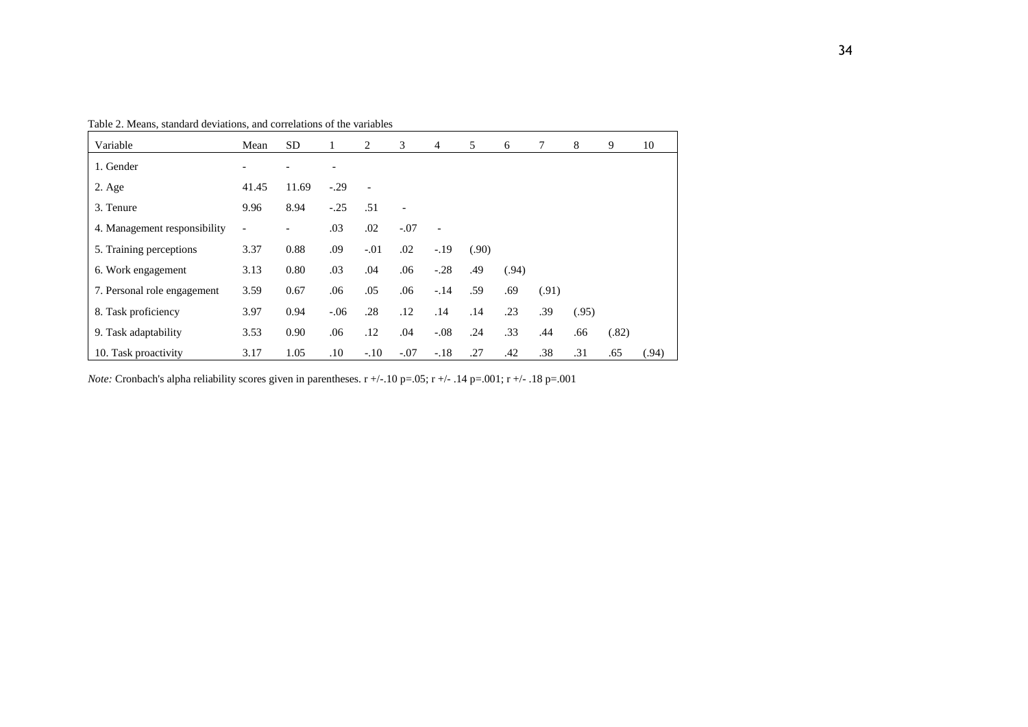Table 2. Means, standard deviations, and correlations of the variables

| Variable | Mean | SD | 1 | 2 | 3 | 4 | 5 | 6 | 7 | 8 | 9 | 10 |
|---|---|---|---|---|---|---|---|---|---|---|---|---|
| 1. Gender | - | - | - | | | | | | | | | |
| 2. Age | 41.45 | 11.69 | -.29 | - | | | | | | | | |
| 3. Tenure | 9.96 | 8.94 | -.25 | .51 | - | | | | | | | |
| 4. Management responsibility | - | - | .03 | .02 | -.07 | - | | | | | | |
| 5. Training perceptions | 3.37 | 0.88 | .09 | -.01 | .02 | -.19 | (.90) | | | | | |
| 6. Work engagement | 3.13 | 0.80 | .03 | .04 | .06 | -.28 | .49 | (.94) | | | | |
| 7. Personal role engagement | 3.59 | 0.67 | .06 | .05 | .06 | -.14 | .59 | .69 | (.91) | | | |
| 8. Task proficiency | 3.97 | 0.94 | -.06 | .28 | .12 | .14 | .14 | .23 | .39 | (.95) | | |
| 9. Task adaptability | 3.53 | 0.90 | .06 | .12 | .04 | -.08 | .24 | .33 | .44 | .66 | (.82) | |
| 10. Task proactivity | 3.17 | 1.05 | .10 | -.10 | -.07 | -.18 | .27 | .42 | .38 | .31 | .65 | (.94) |

*Note:* Cronbach's alpha reliability scores given in parentheses. r +/-.10 p=.05; r +/- .14 p=.001; r +/- .18 p=.001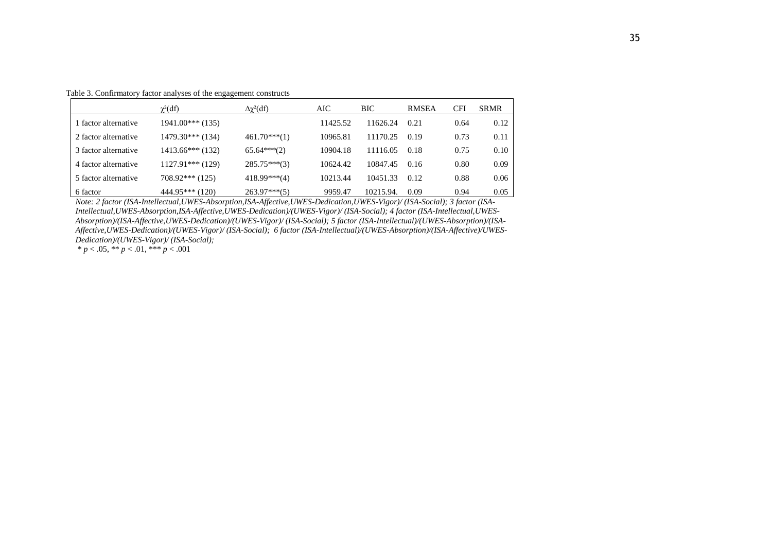Table 3. Confirmatory factor analyses of the engagement constructs

| | $\chi^2$(df) | $\Delta\chi^2$(df) | AIC | BIC | RMSEA | CFI | SRMR |
|---|---|---|---|---|---|---|---|
| 1 factor alternative | 1941.00*** (135) | | 11425.52 | 11626.24 | 0.21 | 0.64 | 0.12 |
| 2 factor alternative | 1479.30*** (134) | 461.70***(1) | 10965.81 | 11170.25 | 0.19 | 0.73 | 0.11 |
| 3 factor alternative | 1413.66*** (132) | 65.64***(2) | 10904.18 | 11116.05 | 0.18 | 0.75 | 0.10 |
| 4 factor alternative | 1127.91*** (129) | 285.75***(3) | 10624.42 | 10847.45 | 0.16 | 0.80 | 0.09 |
| 5 factor alternative | 708.92*** (125) | 418.99***(4) | 10213.44 | 10451.33 | 0.12 | 0.88 | 0.06 |
| 6 factor | 444.95*** (120) | 263.97***(5) | 9959.47 | 10215.94. | 0.09 | 0.94 | 0.05 |

*Note: 2 factor (ISA-Intellectual,UWES-Absorption,ISA-Affective,UWES-Dedication,UWES-Vigor)/ (ISA-Social); 3 factor (ISA-Intellectual,UWES-Absorption,ISA-Affective,UWES-Dedication)/(UWES-Vigor)/ (ISA-Social); 4 factor (ISA-Intellectual,UWES-Absorption)/(ISA-Affective,UWES-Dedication)/(UWES-Vigor)/ (ISA-Social); 5 factor (ISA-Intellectual)/(UWES-Absorption)/(ISA-Affective,UWES-Dedication)/(UWES-Vigor)/ (ISA-Social); 6 factor (ISA-Intellectual)/(UWES-Absorption)/(ISA-Affective)/UWES-Dedication)/(UWES-Vigor)/ (ISA-Social);*

\* $p < .05$, ** $p < .01$, *** $p < .001$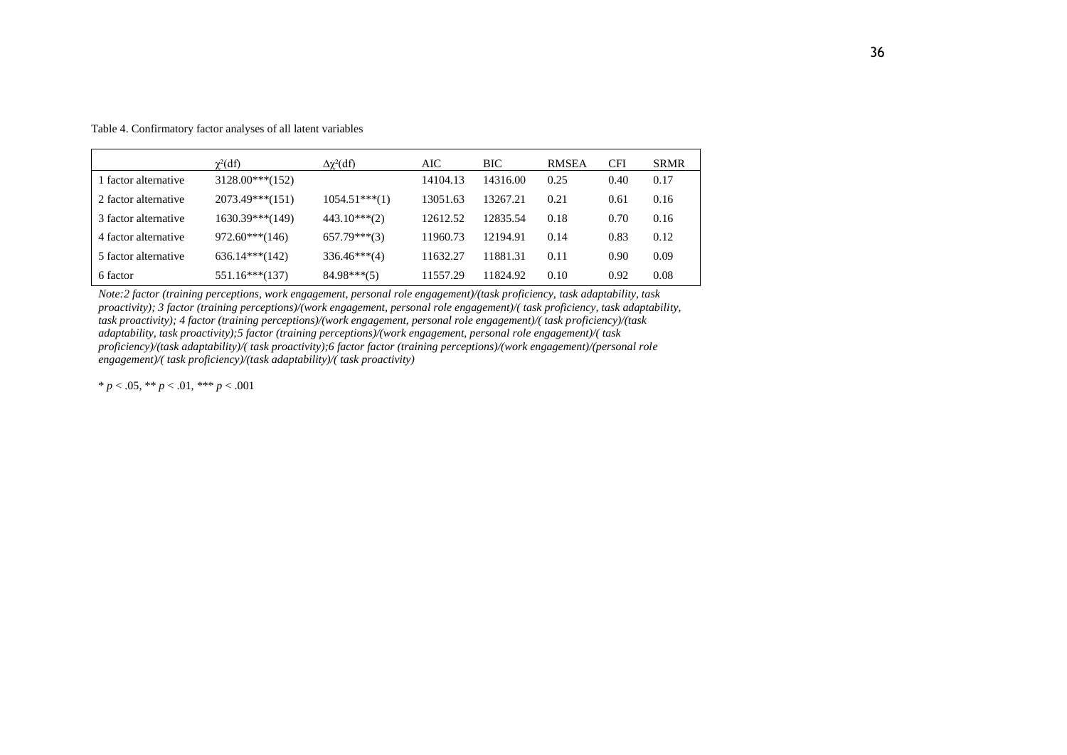Table 4. Confirmatory factor analyses of all latent variables

| | $\chi^2$(df) | $\Delta\chi^2$(df) | AIC | BIC | RMSEA | CFI | SRMR |
|---|---|---|---|---|---|---|---|
| 1 factor alternative | 3128.00***(152) | | 14104.13 | 14316.00 | 0.25 | 0.40 | 0.17 |
| 2 factor alternative | 2073.49***(151) | 1054.51***(1) | 13051.63 | 13267.21 | 0.21 | 0.61 | 0.16 |
| 3 factor alternative | 1630.39***(149) | 443.10***(2) | 12612.52 | 12835.54 | 0.18 | 0.70 | 0.16 |
| 4 factor alternative | 972.60***(146) | 657.79***(3) | 11960.73 | 12194.91 | 0.14 | 0.83 | 0.12 |
| 5 factor alternative | 636.14***(142) | 336.46***(4) | 11632.27 | 11881.31 | 0.11 | 0.90 | 0.09 |
| 6 factor | 551.16***(137) | 84.98***(5) | 11557.29 | 11824.92 | 0.10 | 0.92 | 0.08 |

*Note:2 factor (training perceptions, work engagement, personal role engagement)/(task proficiency, task adaptability, task proactivity); 3 factor (training perceptions)/(work engagement, personal role engagement)/( task proficiency, task adaptability, task proactivity); 4 factor (training perceptions)/(work engagement, personal role engagement)/( task proficiency)/(task adaptability, task proactivity);5 factor (training perceptions)/(work engagement, personal role engagement)/( task proficiency)/(task adaptability)/( task proactivity);6 factor factor (training perceptions)/(work engagement)/(personal role engagement)/( task proficiency)/(task adaptability)/( task proactivity)*

* $p < .05$, ** $p < .01$, *** $p < .001$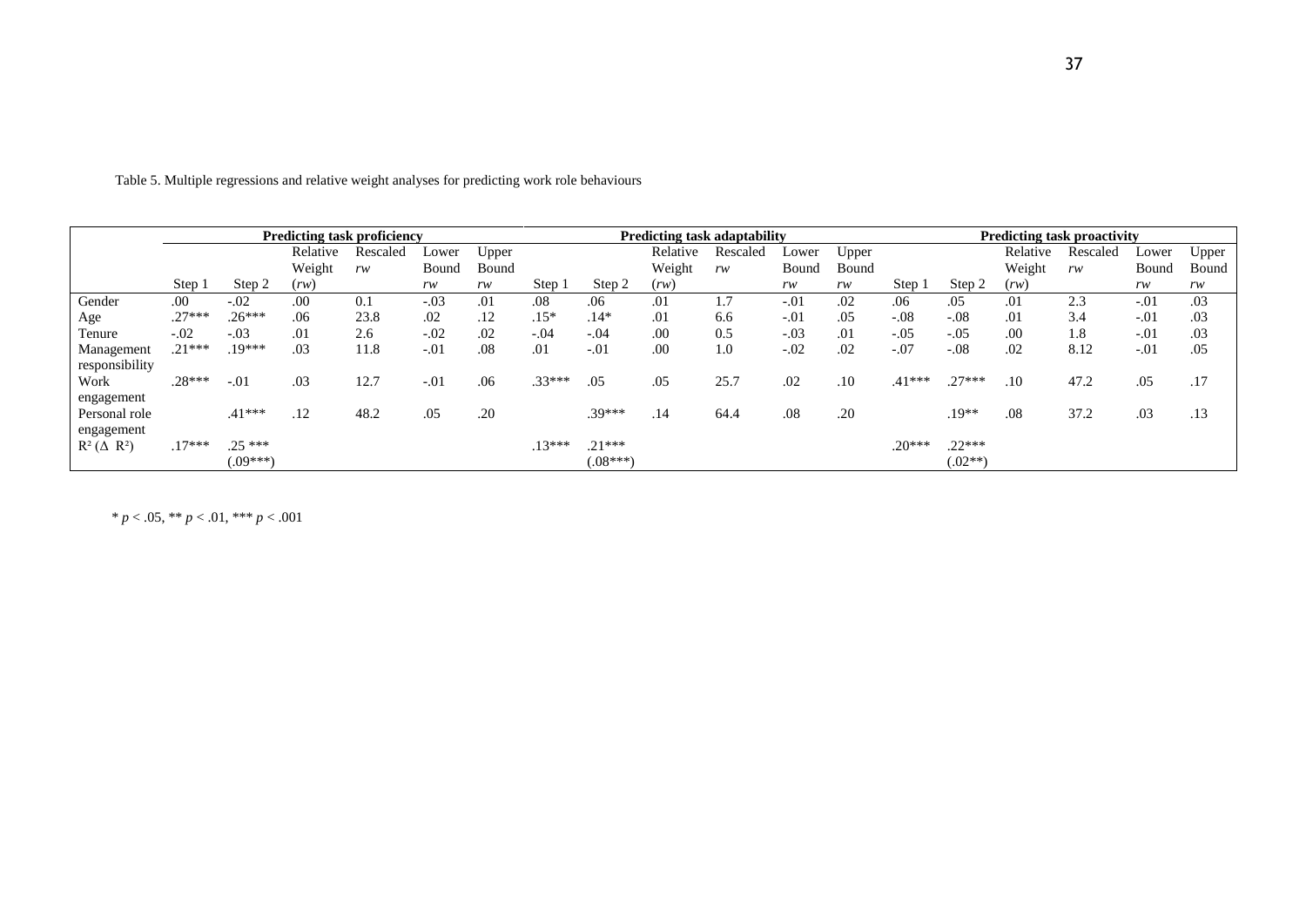Table 5. Multiple regressions and relative weight analyses for predicting work role behaviours

| | Predicting task proficiency | | | | | | Predicting task adaptability | | | | | | Predicting task proactivity | | | | | |
|---|---|---|---|---|---|---|---|---|---|---|---|---|---|---|---|---|---|---|
| | Step 1 | Step 2 | Relative Weight (*rw*) | Rescaled *rw* | Lower Bound *rw* | Upper Bound *rw* | Step 1 | Step 2 | Relative Weight (*rw*) | Rescaled *rw* | Lower Bound *rw* | Upper Bound *rw* | Step 1 | Step 2 | Relative Weight (*rw*) | Rescaled *rw* | Lower Bound *rw* | Upper Bound *rw* |
| Gender | .00 | -.02 | .00 | 0.1 | -.03 | .01 | .08 | .06 | .01 | 1.7 | -.01 | .02 | .06 | .05 | .01 | 2.3 | -.01 | .03 |
| Age | .27*** | .26*** | .06 | 23.8 | .02 | .12 | .15* | .14* | .01 | 6.6 | -.01 | .05 | -.08 | -.08 | .01 | 3.4 | -.01 | .03 |
| Tenure | -.02 | -.03 | .01 | 2.6 | -.02 | .02 | -.04 | -.04 | .00 | 0.5 | -.03 | .01 | -.05 | -.05 | .00 | 1.8 | -.01 | .03 |
| Management responsibility | .21*** | .19*** | .03 | 11.8 | -.01 | .08 | .01 | -.01 | .00 | 1.0 | -.02 | .02 | -.07 | -.08 | .02 | 8.12 | -.01 | .05 |
| Work engagement | .28*** | -.01 | .03 | 12.7 | -.01 | .06 | .33*** | .05 | .05 | 25.7 | .02 | .10 | .41*** | .27*** | .10 | 47.2 | .05 | .17 |
| Personal role engagement | | .41*** | .12 | 48.2 | .05 | .20 | | .39*** | .14 | 64.4 | .08 | .20 | | .19** | .08 | 37.2 | .03 | .13 |
| $R^2$ ($\Delta$ $R^2$) | .17*** | .25 *** (.09***) | | | | | .13*** | .21*** (.08***) | | | | | .20*** | .22*** (.02**) | | | | |

\* $p < .05$, ** $p < .01$, *** $p < .001$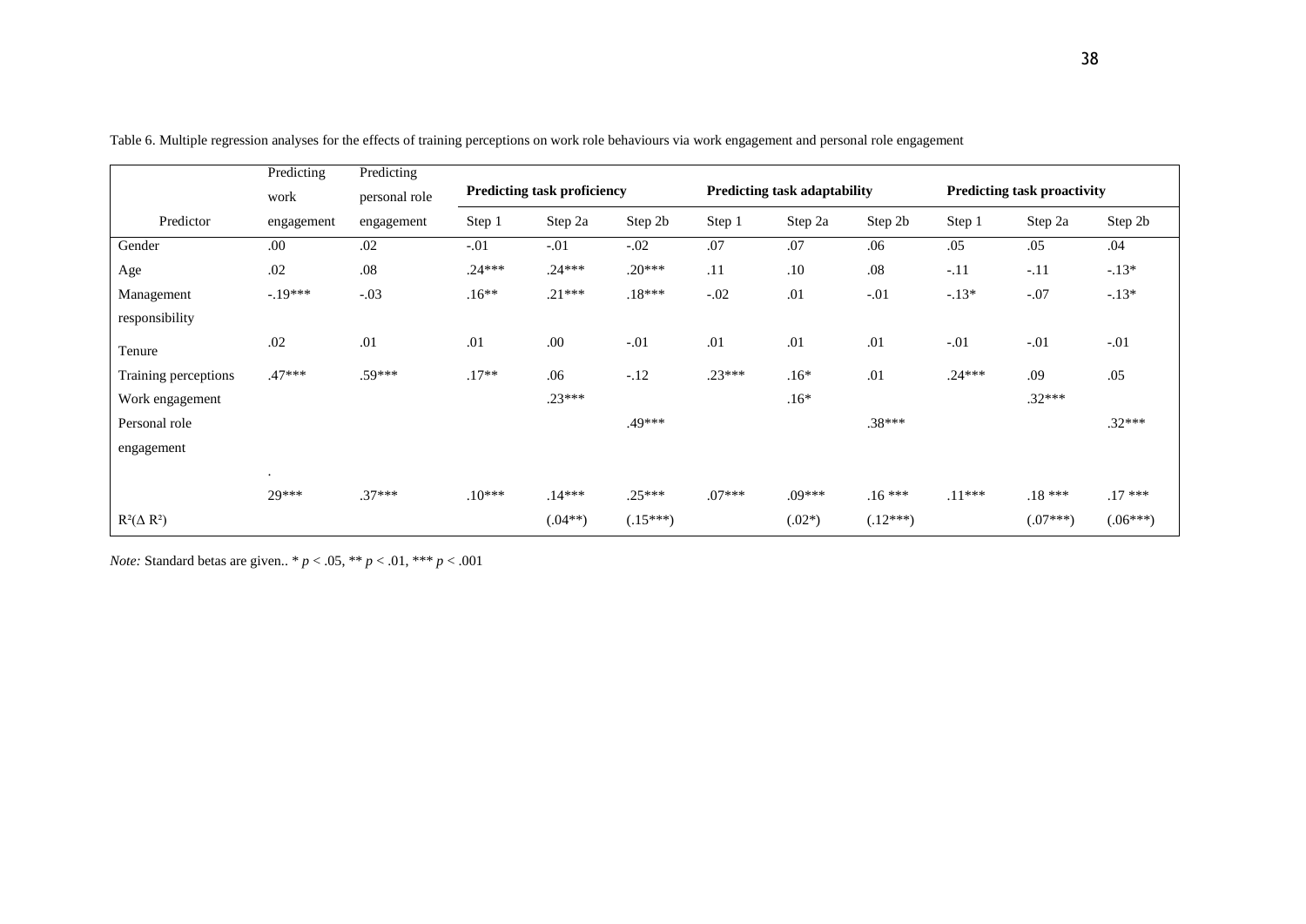Table 6. Multiple regression analyses for the effects of training perceptions on work role behaviours via work engagement and personal role engagement

| Predictor | Predicting work engagement | Predicting personal role engagement | **Predicting task proficiency** | | | **Predicting task adaptability** | | | **Predicting task proactivity** | | |
|---|---|---|---|---|---|---|---|---|---|---|---|
| | | | Step 1 | Step 2a | Step 2b | Step 1 | Step 2a | Step 2b | Step 1 | Step 2a | Step 2b |
| Gender | .00 | .02 | -.01 | -.01 | -.02 | .07 | .07 | .06 | .05 | .05 | .04 |
| Age | .02 | .08 | .24*** | .24*** | .20*** | .11 | .10 | .08 | -.11 | -.11 | -.13* |
| Management responsibility | -.19*** | -.03 | .16** | .21*** | .18*** | -.02 | .01 | -.01 | -.13* | -.07 | -.13* |
| Tenure | .02 | .01 | .01 | .00 | -.01 | .01 | .01 | .01 | -.01 | -.01 | -.01 |
| Training perceptions | .47*** | .59*** | .17** | .06 | -.12 | .23*** | .16* | .01 | .24*** | .09 | .05 |
| Work engagement | | | | .23*** | | | .16* | | | .32*** | |
| Personal role engagement | | | | | .49*** | | | .38*** | | | .32*** |
| $R^2$($\Delta$ $R^2$) | . 29*** | .37*** | .10*** | .14*** (.04**) | .25*** (.15***) | .07*** | .09*** (.02*) | .16 *** (.12***) | .11*** | .18 *** (.07***) | .17 *** (.06***) |

*Note:* Standard betas are given.. * *p* < .05, ** *p* < .01, *** *p* < .001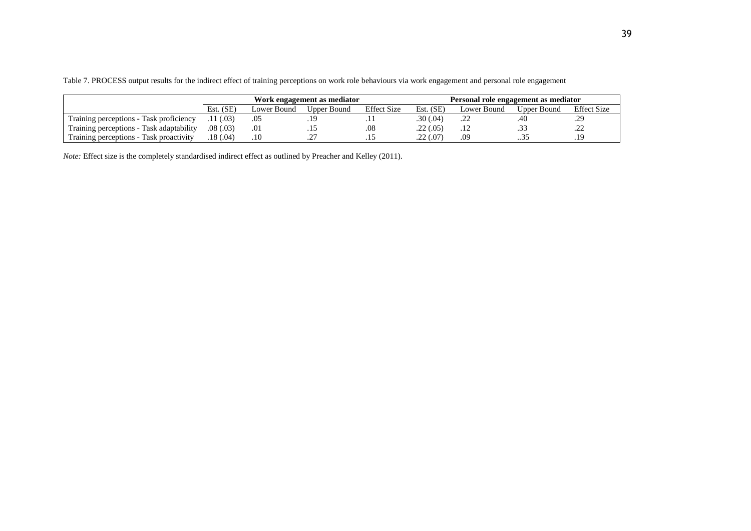Table 7. PROCESS output results for the indirect effect of training perceptions on work role behaviours via work engagement and personal role engagement

| | **Work engagement as mediator** | | | | **Personal role engagement as mediator** | | | |
|---|---|---|---|---|---|---|---|---|
| | Est. (SE) | Lower Bound | Upper Bound | Effect Size | Est. (SE) | Lower Bound | Upper Bound | Effect Size |
| Training perceptions - Task proficiency | .11 (.03) | .05 | .19 | .11 | .30 (.04) | .22 | .40 | .29 |
| Training perceptions - Task adaptability | .08 (.03) | .01 | .15 | .08 | .22 (.05) | .12 | .33 | .22 |
| Training perceptions - Task proactivity | .18 (.04) | .10 | .27 | .15 | .22 (.07) | .09 | ..35 | .19 |

*Note:* Effect size is the completely standardised indirect effect as outlined by Preacher and Kelley (2011).